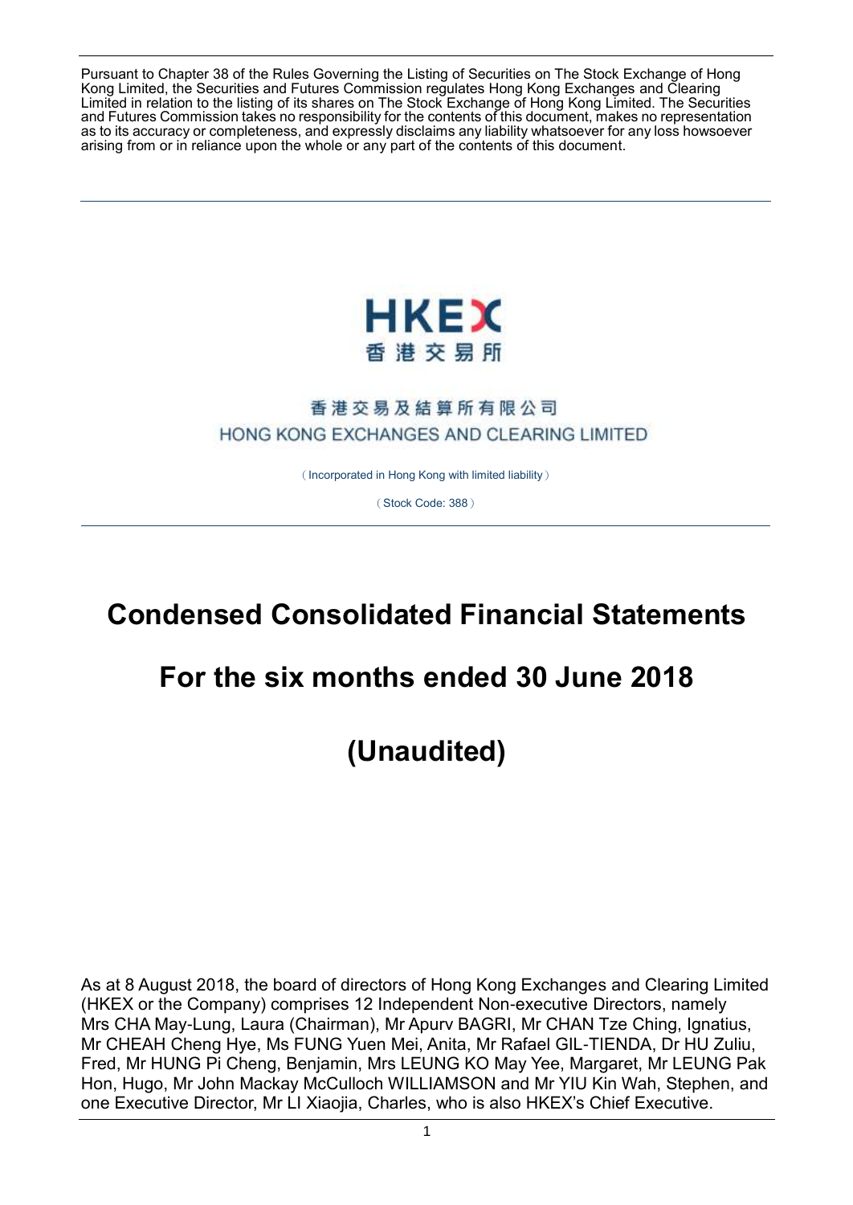Pursuant to Chapter 38 of the Rules Governing the Listing of Securities on The Stock Exchange of Hong Kong Limited, the Securities and Futures Commission regulates Hong Kong Exchanges and Clearing Limited in relation to the listing of its shares on The Stock Exchange of Hong Kong Limited. The Securities and Futures Commission takes no responsibility for the contents of this document, makes no representation as to its accuracy or completeness, and expressly disclaims any liability whatsoever for any loss howsoever arising from or in reliance upon the whole or any part of the contents of this document.

HKEX
香港交易所

香港交易及結算所有限公司
HONG KONG EXCHANGES AND CLEARING LIMITED

(Incorporated in Hong Kong with limited liability)

(Stock Code: 388)

# Condensed Consolidated Financial Statements

# For the six months ended 30 June 2018

# (Unaudited)

As at 8 August 2018, the board of directors of Hong Kong Exchanges and Clearing Limited (HKEX or the Company) comprises 12 Independent Non-executive Directors, namely Mrs CHA May-Lung, Laura (Chairman), Mr Apurv BAGRI, Mr CHAN Tze Ching, Ignatius, Mr CHEAH Cheng Hye, Ms FUNG Yuen Mei, Anita, Mr Rafael GIL-TIENDA, Dr HU Zuliu, Fred, Mr HUNG Pi Cheng, Benjamin, Mrs LEUNG KO May Yee, Margaret, Mr LEUNG Pak Hon, Hugo, Mr John Mackay McCulloch WILLIAMSON and Mr YIU Kin Wah, Stephen, and one Executive Director, Mr LI Xiaojia, Charles, who is also HKEX's Chief Executive.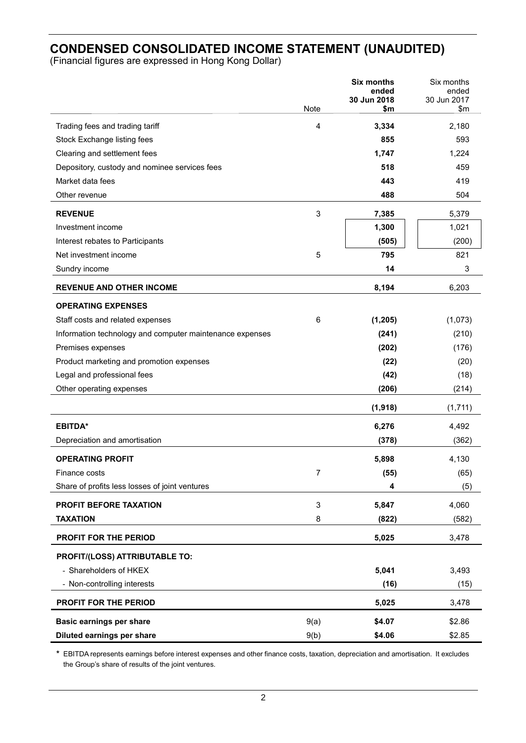# CONDENSED CONSOLIDATED INCOME STATEMENT (UNAUDITED)

(Financial figures are expressed in Hong Kong Dollar)

| | Note | **Six months ended 30 Jun 2018 $m** | Six months ended 30 Jun 2017 $m |
|---|---|---|---|
| Trading fees and trading tariff | 4 | **3,334** | 2,180 |
| Stock Exchange listing fees | | **855** | 593 |
| Clearing and settlement fees | | **1,747** | 1,224 |
| Depository, custody and nominee services fees | | **518** | 459 |
| Market data fees | | **443** | 419 |
| Other revenue | | **488** | 504 |
| **REVENUE** | 3 | **7,385** | 5,379 |
| Investment income | | **1,300** | 1,021 |
| Interest rebates to Participants | | **(505)** | (200) |
| Net investment income | 5 | **795** | 821 |
| Sundry income | | **14** | 3 |
| **REVENUE AND OTHER INCOME** | | **8,194** | 6,203 |
| **OPERATING EXPENSES** | | | |
| Staff costs and related expenses | 6 | **(1,205)** | (1,073) |
| Information technology and computer maintenance expenses | | **(241)** | (210) |
| Premises expenses | | **(202)** | (176) |
| Product marketing and promotion expenses | | **(22)** | (20) |
| Legal and professional fees | | **(42)** | (18) |
| Other operating expenses | | **(206)** | (214) |
| | | **(1,918)** | (1,711) |
| **EBITDA*** | | **6,276** | 4,492 |
| Depreciation and amortisation | | **(378)** | (362) |
| **OPERATING PROFIT** | | **5,898** | 4,130 |
| Finance costs | 7 | **(55)** | (65) |
| Share of profits less losses of joint ventures | | **4** | (5) |
| **PROFIT BEFORE TAXATION** | 3 | **5,847** | 4,060 |
| **TAXATION** | 8 | **(822)** | (582) |
| **PROFIT FOR THE PERIOD** | | **5,025** | 3,478 |
| **PROFIT/(LOSS) ATTRIBUTABLE TO:** | | | |
| - Shareholders of HKEX | | **5,041** | 3,493 |
| - Non-controlling interests | | **(16)** | (15) |
| **PROFIT FOR THE PERIOD** | | **5,025** | 3,478 |
| **Basic earnings per share** | 9(a) | **$4.07** | $2.86 |
| **Diluted earnings per share** | 9(b) | **$4.06** | $2.85 |

\* EBITDA represents earnings before interest expenses and other finance costs, taxation, depreciation and amortisation. It excludes the Group's share of results of the joint ventures.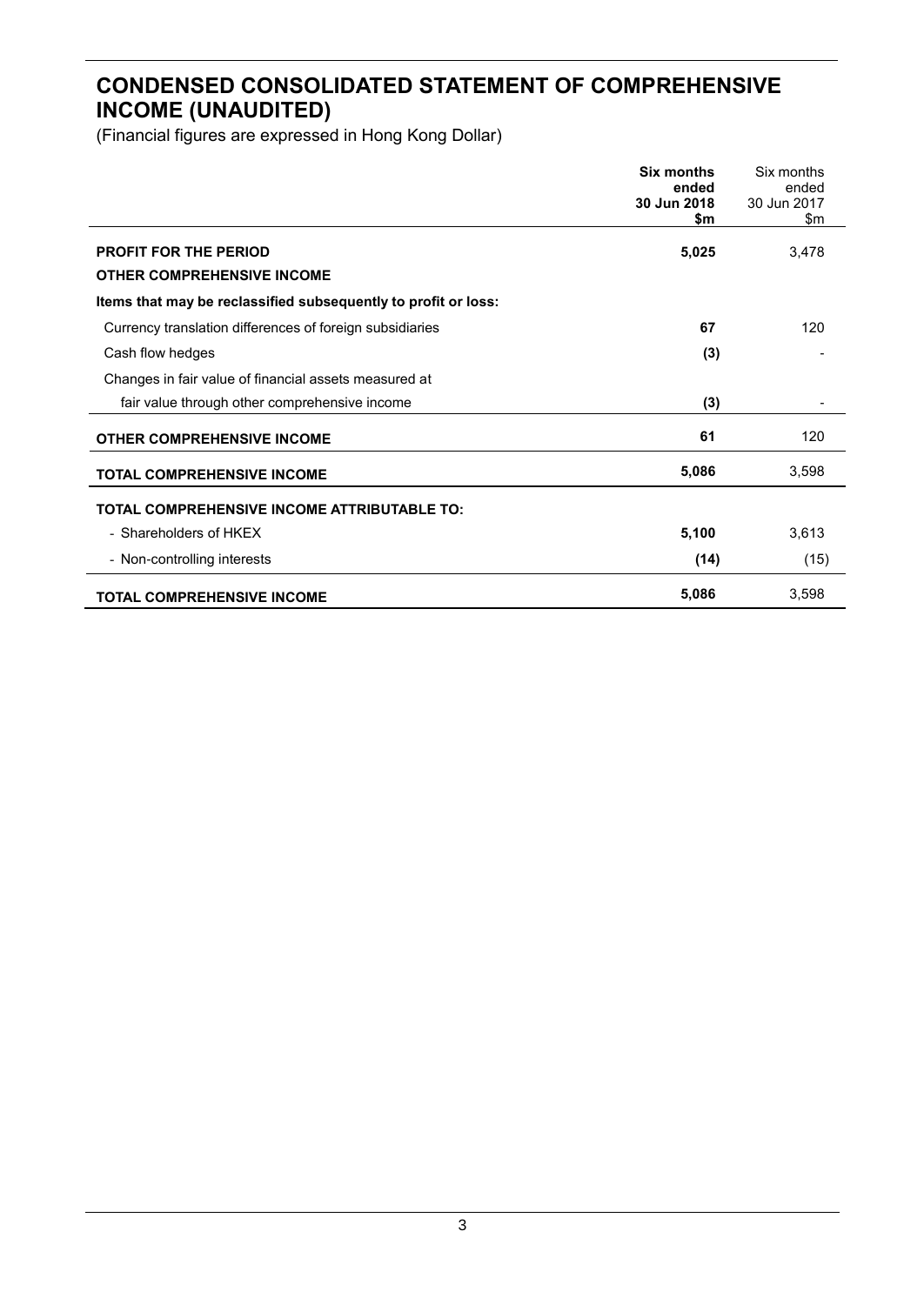# CONDENSED CONSOLIDATED STATEMENT OF COMPREHENSIVE INCOME (UNAUDITED)

(Financial figures are expressed in Hong Kong Dollar)

| | **Six months ended 30 Jun 2018 $m** | Six months ended 30 Jun 2017 $m |
|---|---|---|
| **PROFIT FOR THE PERIOD** | **5,025** | 3,478 |
| **OTHER COMPREHENSIVE INCOME** | | |
| **Items that may be reclassified subsequently to profit or loss:** | | |
| Currency translation differences of foreign subsidiaries | **67** | 120 |
| Cash flow hedges | **(3)** | - |
| Changes in fair value of financial assets measured at fair value through other comprehensive income | **(3)** | - |
| **OTHER COMPREHENSIVE INCOME** | **61** | 120 |
| **TOTAL COMPREHENSIVE INCOME** | **5,086** | 3,598 |
| **TOTAL COMPREHENSIVE INCOME ATTRIBUTABLE TO:** | | |
| - Shareholders of HKEX | **5,100** | 3,613 |
| - Non-controlling interests | **(14)** | (15) |
| **TOTAL COMPREHENSIVE INCOME** | **5,086** | 3,598 |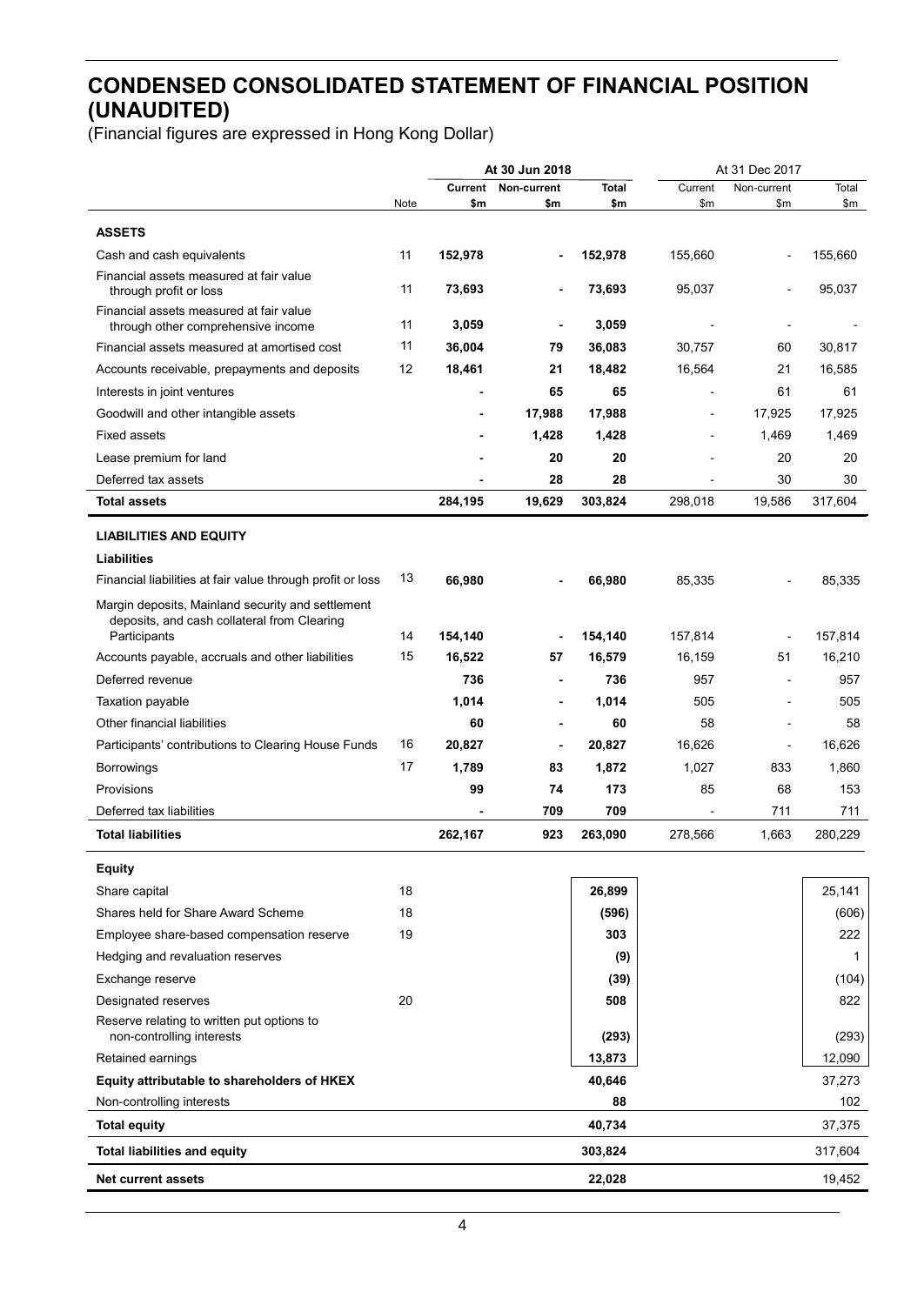# CONDENSED CONSOLIDATED STATEMENT OF FINANCIAL POSITION (UNAUDITED)

(Financial figures are expressed in Hong Kong Dollar)

| | Note | At 30 Jun 2018 Current $m | At 30 Jun 2018 Non-current $m | At 30 Jun 2018 Total $m | At 31 Dec 2017 Current $m | At 31 Dec 2017 Non-current $m | At 31 Dec 2017 Total $m |
|---|---|---|---|---|---|---|---|
| **ASSETS** | | | | | | | |
| Cash and cash equivalents | 11 | **152,978** | **-** | **152,978** | 155,660 | - | 155,660 |
| Financial assets measured at fair value through profit or loss | 11 | **73,693** | **-** | **73,693** | 95,037 | - | 95,037 |
| Financial assets measured at fair value through other comprehensive income | 11 | **3,059** | **-** | **3,059** | - | - | - |
| Financial assets measured at amortised cost | 11 | **36,004** | **79** | **36,083** | 30,757 | 60 | 30,817 |
| Accounts receivable, prepayments and deposits | 12 | **18,461** | **21** | **18,482** | 16,564 | 21 | 16,585 |
| Interests in joint ventures | | **-** | **65** | **65** | - | 61 | 61 |
| Goodwill and other intangible assets | | **-** | **17,988** | **17,988** | - | 17,925 | 17,925 |
| Fixed assets | | **-** | **1,428** | **1,428** | - | 1,469 | 1,469 |
| Lease premium for land | | **-** | **20** | **20** | - | 20 | 20 |
| Deferred tax assets | | **-** | **28** | **28** | - | 30 | 30 |
| **Total assets** | | **284,195** | **19,629** | **303,824** | 298,018 | 19,586 | 317,604 |
| **LIABILITIES AND EQUITY** | | | | | | | |
| **Liabilities** | | | | | | | |
| Financial liabilities at fair value through profit or loss | 13 | **66,980** | **-** | **66,980** | 85,335 | - | 85,335 |
| Margin deposits, Mainland security and settlement deposits, and cash collateral from Clearing Participants | 14 | **154,140** | **-** | **154,140** | 157,814 | - | 157,814 |
| Accounts payable, accruals and other liabilities | 15 | **16,522** | **57** | **16,579** | 16,159 | 51 | 16,210 |
| Deferred revenue | | **736** | **-** | **736** | 957 | - | 957 |
| Taxation payable | | **1,014** | **-** | **1,014** | 505 | - | 505 |
| Other financial liabilities | | **60** | **-** | **60** | 58 | - | 58 |
| Participants' contributions to Clearing House Funds | 16 | **20,827** | **-** | **20,827** | 16,626 | - | 16,626 |
| Borrowings | 17 | **1,789** | **83** | **1,872** | 1,027 | 833 | 1,860 |
| Provisions | | **99** | **74** | **173** | 85 | 68 | 153 |
| Deferred tax liabilities | | **-** | **709** | **709** | - | 711 | 711 |
| **Total liabilities** | | **262,167** | **923** | **263,090** | 278,566 | 1,663 | 280,229 |
| **Equity** | | | | | | | |
| Share capital | 18 | | | **26,899** | | | 25,141 |
| Shares held for Share Award Scheme | 18 | | | **(596)** | | | (606) |
| Employee share-based compensation reserve | 19 | | | **303** | | | 222 |
| Hedging and revaluation reserves | | | | **(9)** | | | 1 |
| Exchange reserve | | | | **(39)** | | | (104) |
| Designated reserves | 20 | | | **508** | | | 822 |
| Reserve relating to written put options to non-controlling interests | | | | **(293)** | | | (293) |
| Retained earnings | | | | **13,873** | | | 12,090 |
| **Equity attributable to shareholders of HKEX** | | | | **40,646** | | | 37,273 |
| Non-controlling interests | | | | **88** | | | 102 |
| **Total equity** | | | | **40,734** | | | 37,375 |
| **Total liabilities and equity** | | | | **303,824** | | | 317,604 |
| **Net current assets** | | | | **22,028** | | | 19,452 |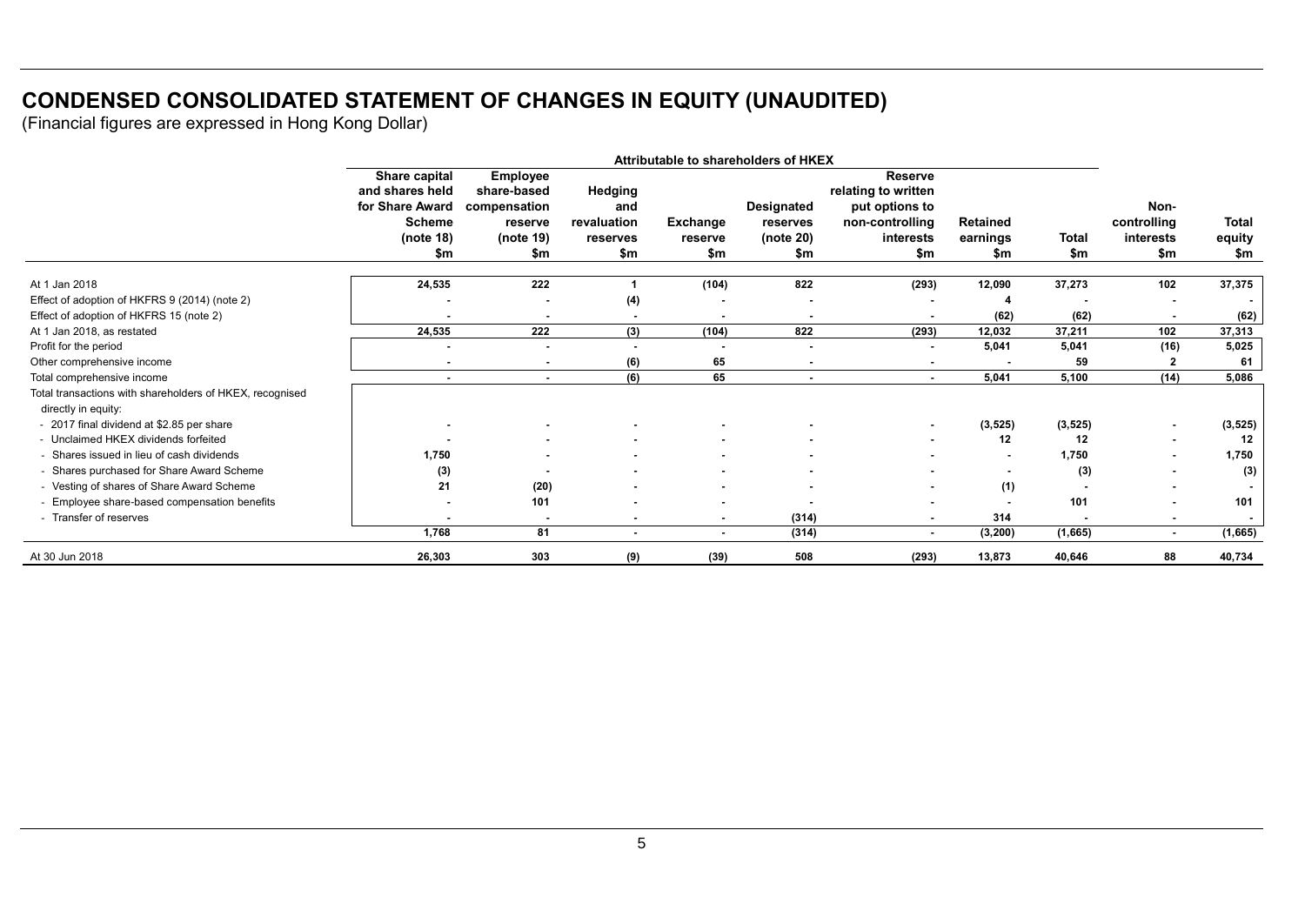# CONDENSED CONSOLIDATED STATEMENT OF CHANGES IN EQUITY (UNAUDITED)

(Financial figures are expressed in Hong Kong Dollar)

| | Attributable to shareholders of HKEX | | | | | | | | | |
|---|---|---|---|---|---|---|---|---|---|---|
| | Share capital and shares held for Share Award Scheme (note 18) $m | Employee share-based compensation reserve (note 19) $m | Hedging and revaluation reserves $m | Exchange reserve $m | Designated reserves (note 20) $m | Reserve relating to written put options to non-controlling interests $m | Retained earnings $m | Total $m | Non-controlling interests $m | Total equity $m |
| At 1 Jan 2018 | 24,535 | 222 | 1 | (104) | 822 | (293) | 12,090 | 37,273 | 102 | 37,375 |
| Effect of adoption of HKFRS 9 (2014) (note 2) | - | - | (4) | - | - | - | 4 | - | - | - |
| Effect of adoption of HKFRS 15 (note 2) | - | - | - | - | - | - | (62) | (62) | - | (62) |
| At 1 Jan 2018, as restated | 24,535 | 222 | (3) | (104) | 822 | (293) | 12,032 | 37,211 | 102 | 37,313 |
| Profit for the period | - | - | - | - | - | - | 5,041 | 5,041 | (16) | 5,025 |
| Other comprehensive income | - | - | (6) | 65 | - | - | - | 59 | 2 | 61 |
| Total comprehensive income | - | - | (6) | 65 | - | - | 5,041 | 5,100 | (14) | 5,086 |
| Total transactions with shareholders of HKEX, recognised directly in equity: | | | | | | | | | | |
| - 2017 final dividend at $2.85 per share | - | - | - | - | - | - | (3,525) | (3,525) | - | (3,525) |
| - Unclaimed HKEX dividends forfeited | - | - | - | - | - | - | 12 | 12 | - | 12 |
| - Shares issued in lieu of cash dividends | 1,750 | - | - | - | - | - | - | 1,750 | - | 1,750 |
| - Shares purchased for Share Award Scheme | (3) | - | - | - | - | - | - | (3) | - | (3) |
| - Vesting of shares of Share Award Scheme | 21 | (20) | - | - | - | - | (1) | - | - | - |
| - Employee share-based compensation benefits | - | 101 | - | - | - | - | - | 101 | - | 101 |
| - Transfer of reserves | - | - | - | - | (314) | - | 314 | - | - | - |
| | 1,768 | 81 | - | - | (314) | - | (3,200) | (1,665) | - | (1,665) |
| At 30 Jun 2018 | 26,303 | 303 | (9) | (39) | 508 | (293) | 13,873 | 40,646 | 88 | 40,734 |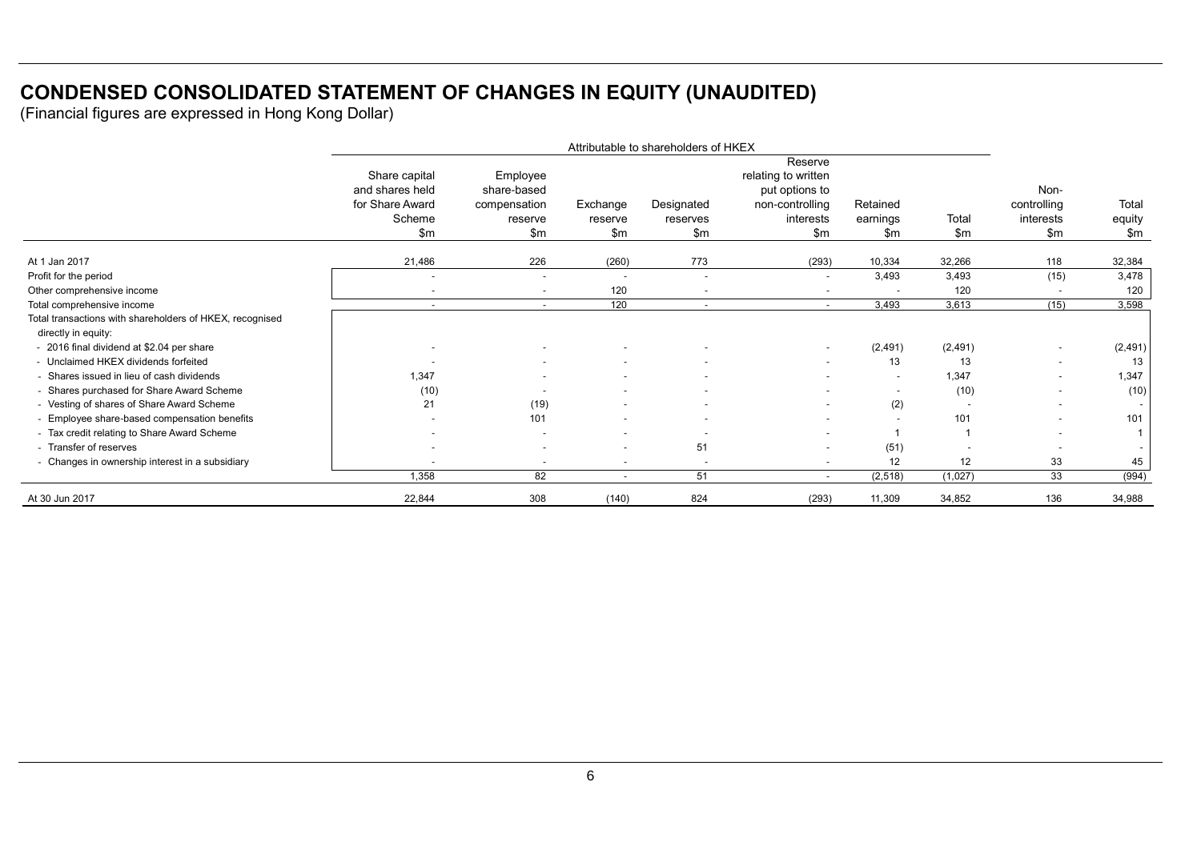# CONDENSED CONSOLIDATED STATEMENT OF CHANGES IN EQUITY (UNAUDITED)

(Financial figures are expressed in Hong Kong Dollar)

| | Attributable to shareholders of HKEX | | | | | | | | |
|---|---|---|---|---|---|---|---|---|---|
| | Share capital and shares held for Share Award Scheme $m | Employee share-based compensation reserve $m | Exchange reserve $m | Designated reserves $m | Reserve relating to written put options to non-controlling interests $m | Retained earnings $m | Total $m | Non-controlling interests $m | Total equity $m |
| At 1 Jan 2017 | 21,486 | 226 | (260) | 773 | (293) | 10,334 | 32,266 | 118 | 32,384 |
| Profit for the period | - | - | - | - | - | 3,493 | 3,493 | (15) | 3,478 |
| Other comprehensive income | - | - | 120 | - | - | - | 120 | - | 120 |
| Total comprehensive income | - | - | 120 | - | - | 3,493 | 3,613 | (15) | 3,598 |
| Total transactions with shareholders of HKEX, recognised directly in equity: | | | | | | | | | |
| - 2016 final dividend at $2.04 per share | - | - | - | - | - | (2,491) | (2,491) | - | (2,491) |
| - Unclaimed HKEX dividends forfeited | - | - | - | - | - | 13 | 13 | - | 13 |
| - Shares issued in lieu of cash dividends | 1,347 | - | - | - | - | - | 1,347 | - | 1,347 |
| - Shares purchased for Share Award Scheme | (10) | - | - | - | - | - | (10) | - | (10) |
| - Vesting of shares of Share Award Scheme | 21 | (19) | - | - | - | (2) | - | - | - |
| - Employee share-based compensation benefits | - | 101 | - | - | - | - | 101 | - | 101 |
| - Tax credit relating to Share Award Scheme | - | - | - | - | - | 1 | 1 | - | 1 |
| - Transfer of reserves | - | - | - | 51 | - | (51) | - | - | - |
| - Changes in ownership interest in a subsidiary | - | - | - | - | - | 12 | 12 | 33 | 45 |
| | 1,358 | 82 | - | 51 | - | (2,518) | (1,027) | 33 | (994) |
| At 30 Jun 2017 | 22,844 | 308 | (140) | 824 | (293) | 11,309 | 34,852 | 136 | 34,988 |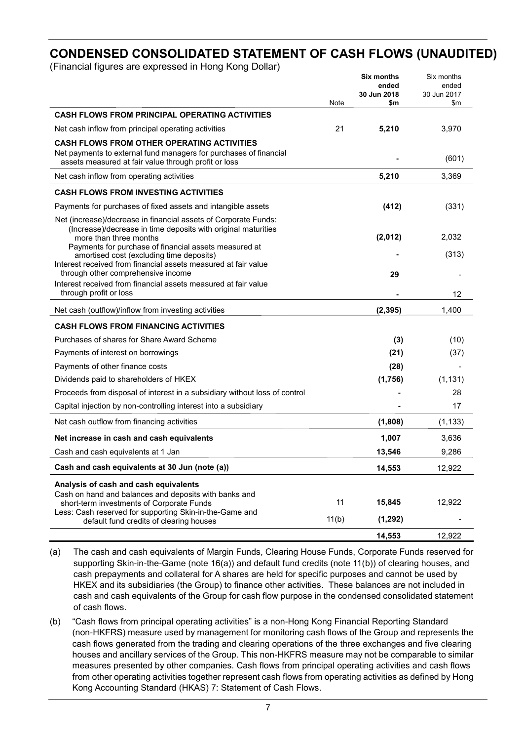# CONDENSED CONSOLIDATED STATEMENT OF CASH FLOWS (UNAUDITED)

(Financial figures are expressed in Hong Kong Dollar)

| | Note | **Six months ended 30 Jun 2018 $m** | Six months ended 30 Jun 2017 $m |
|---|---|---|---|
| **CASH FLOWS FROM PRINCIPAL OPERATING ACTIVITIES** | | | |
| Net cash inflow from principal operating activities | 21 | **5,210** | 3,970 |
| **CASH FLOWS FROM OTHER OPERATING ACTIVITIES** | | | |
| Net payments to external fund managers for purchases of financial assets measured at fair value through profit or loss | | **-** | (601) |
| Net cash inflow from operating activities | | **5,210** | 3,369 |
| **CASH FLOWS FROM INVESTING ACTIVITIES** | | | |
| Payments for purchases of fixed assets and intangible assets | | **(412)** | (331) |
| Net (increase)/decrease in financial assets of Corporate Funds: | | | |
| (Increase)/decrease in time deposits with original maturities more than three months | | **(2,012)** | 2,032 |
| Payments for purchase of financial assets measured at amortised cost (excluding time deposits) | | **-** | (313) |
| Interest received from financial assets measured at fair value through other comprehensive income | | **29** | - |
| Interest received from financial assets measured at fair value through profit or loss | | **-** | 12 |
| Net cash (outflow)/inflow from investing activities | | **(2,395)** | 1,400 |
| **CASH FLOWS FROM FINANCING ACTIVITIES** | | | |
| Purchases of shares for Share Award Scheme | | **(3)** | (10) |
| Payments of interest on borrowings | | **(21)** | (37) |
| Payments of other finance costs | | **(28)** | - |
| Dividends paid to shareholders of HKEX | | **(1,756)** | (1,131) |
| Proceeds from disposal of interest in a subsidiary without loss of control | | **-** | 28 |
| Capital injection by non-controlling interest into a subsidiary | | **-** | 17 |
| Net cash outflow from financing activities | | **(1,808)** | (1,133) |
| **Net increase in cash and cash equivalents** | | **1,007** | 3,636 |
| Cash and cash equivalents at 1 Jan | | **13,546** | 9,286 |
| **Cash and cash equivalents at 30 Jun (note (a))** | | **14,553** | 12,922 |
| **Analysis of cash and cash equivalents** | | | |
| Cash on hand and balances and deposits with banks and short-term investments of Corporate Funds | 11 | **15,845** | 12,922 |
| Less: Cash reserved for supporting Skin-in-the-Game and default fund credits of clearing houses | 11(b) | **(1,292)** | - |
| | | **14,553** | 12,922 |

(a) The cash and cash equivalents of Margin Funds, Clearing House Funds, Corporate Funds reserved for supporting Skin-in-the-Game (note 16(a)) and default fund credits (note 11(b)) of clearing houses, and cash prepayments and collateral for A shares are held for specific purposes and cannot be used by HKEX and its subsidiaries (the Group) to finance other activities. These balances are not included in cash and cash equivalents of the Group for cash flow purpose in the condensed consolidated statement of cash flows.

(b) "Cash flows from principal operating activities" is a non-Hong Kong Financial Reporting Standard (non-HKFRS) measure used by management for monitoring cash flows of the Group and represents the cash flows generated from the trading and clearing operations of the three exchanges and five clearing houses and ancillary services of the Group. This non-HKFRS measure may not be comparable to similar measures presented by other companies. Cash flows from principal operating activities and cash flows from other operating activities together represent cash flows from operating activities as defined by Hong Kong Accounting Standard (HKAS) 7: Statement of Cash Flows.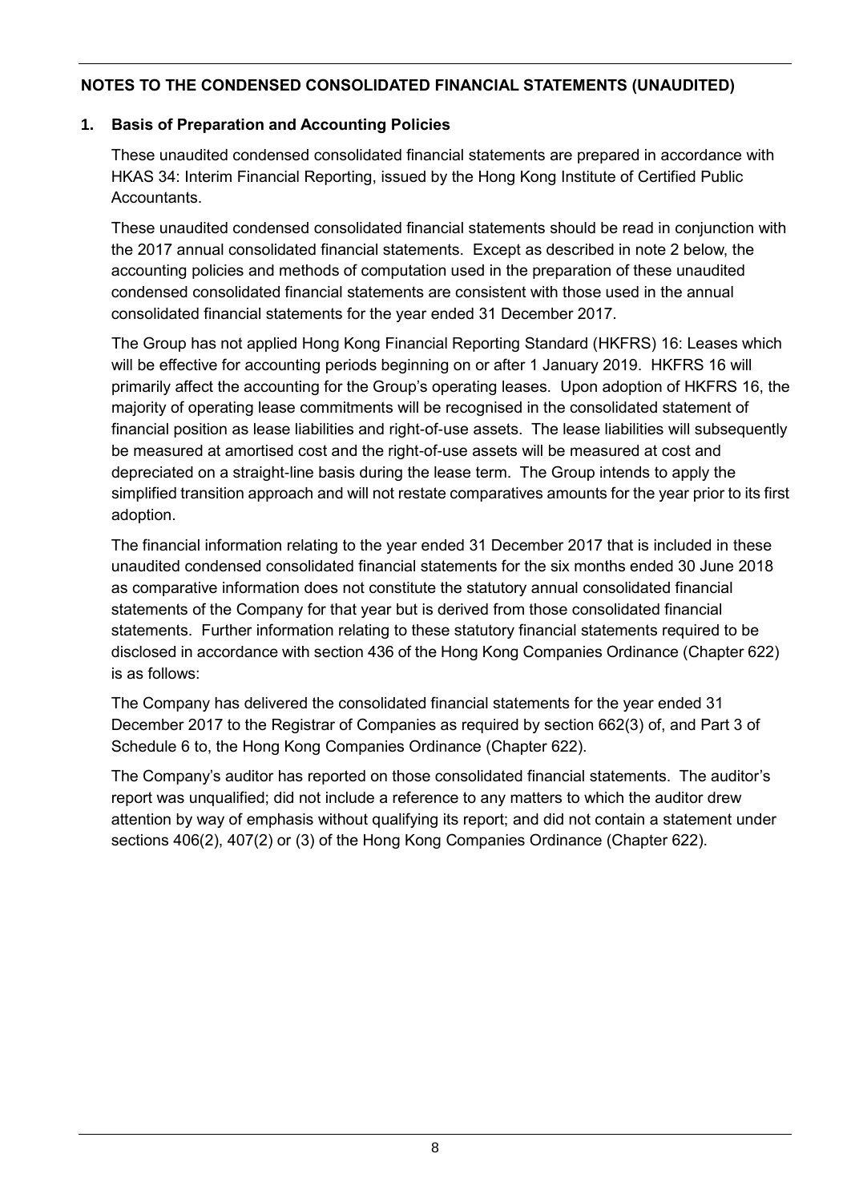## NOTES TO THE CONDENSED CONSOLIDATED FINANCIAL STATEMENTS (UNAUDITED)

### 1. Basis of Preparation and Accounting Policies

These unaudited condensed consolidated financial statements are prepared in accordance with HKAS 34: Interim Financial Reporting, issued by the Hong Kong Institute of Certified Public Accountants.

These unaudited condensed consolidated financial statements should be read in conjunction with the 2017 annual consolidated financial statements. Except as described in note 2 below, the accounting policies and methods of computation used in the preparation of these unaudited condensed consolidated financial statements are consistent with those used in the annual consolidated financial statements for the year ended 31 December 2017.

The Group has not applied Hong Kong Financial Reporting Standard (HKFRS) 16: Leases which will be effective for accounting periods beginning on or after 1 January 2019. HKFRS 16 will primarily affect the accounting for the Group's operating leases. Upon adoption of HKFRS 16, the majority of operating lease commitments will be recognised in the consolidated statement of financial position as lease liabilities and right-of-use assets. The lease liabilities will subsequently be measured at amortised cost and the right-of-use assets will be measured at cost and depreciated on a straight-line basis during the lease term. The Group intends to apply the simplified transition approach and will not restate comparatives amounts for the year prior to its first adoption.

The financial information relating to the year ended 31 December 2017 that is included in these unaudited condensed consolidated financial statements for the six months ended 30 June 2018 as comparative information does not constitute the statutory annual consolidated financial statements of the Company for that year but is derived from those consolidated financial statements. Further information relating to these statutory financial statements required to be disclosed in accordance with section 436 of the Hong Kong Companies Ordinance (Chapter 622) is as follows:

The Company has delivered the consolidated financial statements for the year ended 31 December 2017 to the Registrar of Companies as required by section 662(3) of, and Part 3 of Schedule 6 to, the Hong Kong Companies Ordinance (Chapter 622).

The Company's auditor has reported on those consolidated financial statements. The auditor's report was unqualified; did not include a reference to any matters to which the auditor drew attention by way of emphasis without qualifying its report; and did not contain a statement under sections 406(2), 407(2) or (3) of the Hong Kong Companies Ordinance (Chapter 622).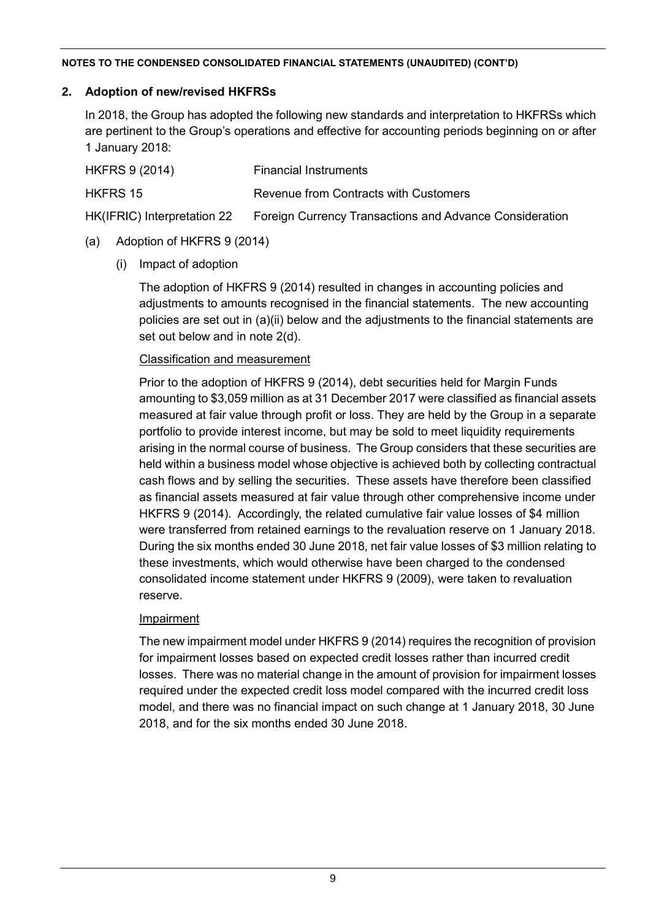**NOTES TO THE CONDENSED CONSOLIDATED FINANCIAL STATEMENTS (UNAUDITED) (CONT'D)**

## 2. Adoption of new/revised HKFRSs

In 2018, the Group has adopted the following new standards and interpretation to HKFRSs which are pertinent to the Group's operations and effective for accounting periods beginning on or after 1 January 2018:

| | |
|---|---|
| HKFRS 9 (2014) | Financial Instruments |
| HKFRS 15 | Revenue from Contracts with Customers |
| HK(IFRIC) Interpretation 22 | Foreign Currency Transactions and Advance Consideration |

(a) Adoption of HKFRS 9 (2014)

(i) Impact of adoption

The adoption of HKFRS 9 (2014) resulted in changes in accounting policies and adjustments to amounts recognised in the financial statements. The new accounting policies are set out in (a)(ii) below and the adjustments to the financial statements are set out below and in note 2(d).

Classification and measurement

Prior to the adoption of HKFRS 9 (2014), debt securities held for Margin Funds amounting to $3,059 million as at 31 December 2017 were classified as financial assets measured at fair value through profit or loss. They are held by the Group in a separate portfolio to provide interest income, but may be sold to meet liquidity requirements arising in the normal course of business. The Group considers that these securities are held within a business model whose objective is achieved both by collecting contractual cash flows and by selling the securities. These assets have therefore been classified as financial assets measured at fair value through other comprehensive income under HKFRS 9 (2014). Accordingly, the related cumulative fair value losses of $4 million were transferred from retained earnings to the revaluation reserve on 1 January 2018. During the six months ended 30 June 2018, net fair value losses of $3 million relating to these investments, which would otherwise have been charged to the condensed consolidated income statement under HKFRS 9 (2009), were taken to revaluation reserve.

Impairment

The new impairment model under HKFRS 9 (2014) requires the recognition of provision for impairment losses based on expected credit losses rather than incurred credit losses. There was no material change in the amount of provision for impairment losses required under the expected credit loss model compared with the incurred credit loss model, and there was no financial impact on such change at 1 January 2018, 30 June 2018, and for the six months ended 30 June 2018.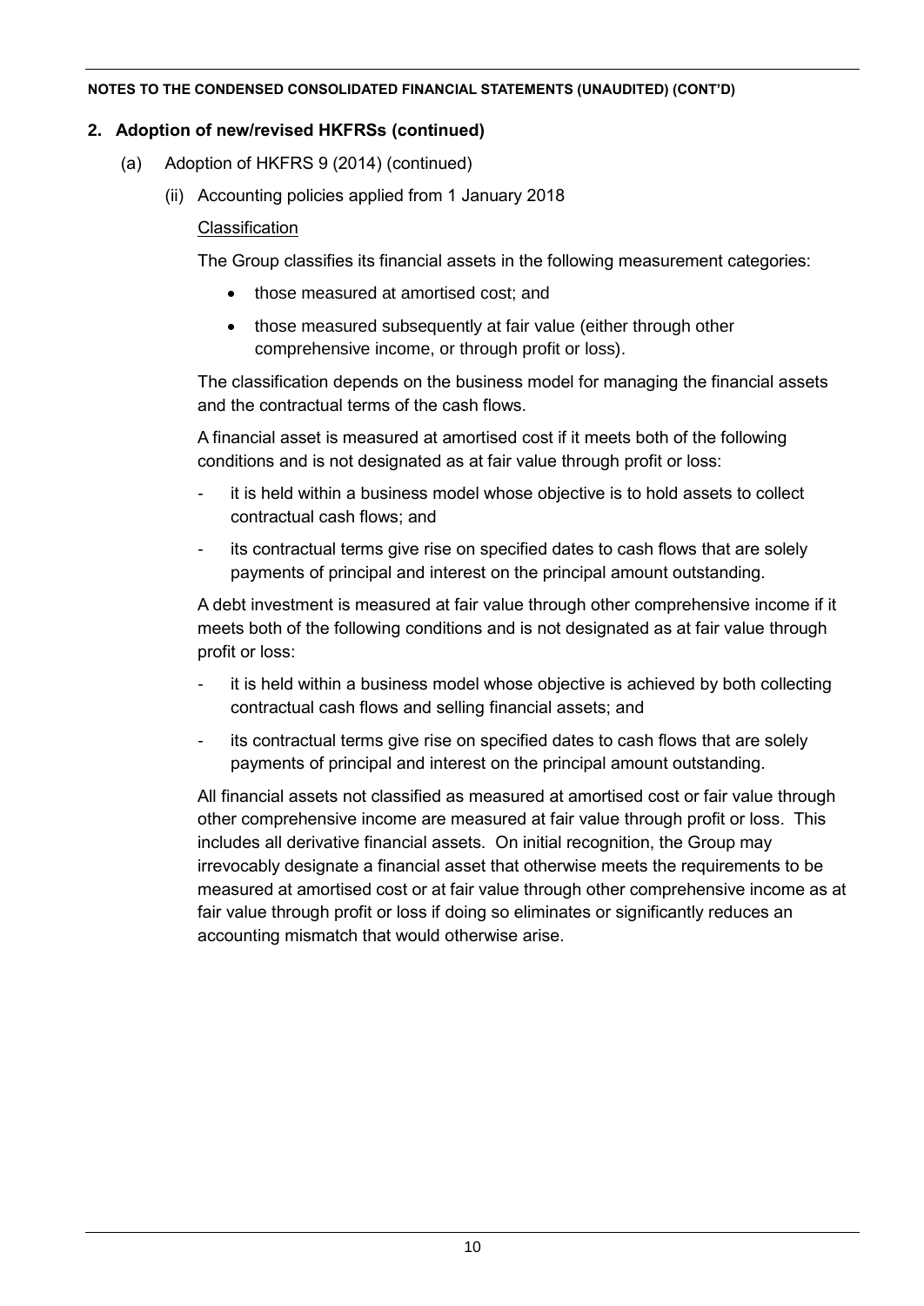**NOTES TO THE CONDENSED CONSOLIDATED FINANCIAL STATEMENTS (UNAUDITED) (CONT'D)**

## 2. Adoption of new/revised HKFRSs (continued)

(a) Adoption of HKFRS 9 (2014) (continued)

(ii) Accounting policies applied from 1 January 2018

<u>Classification</u>

The Group classifies its financial assets in the following measurement categories:

- those measured at amortised cost; and
- those measured subsequently at fair value (either through other comprehensive income, or through profit or loss).

The classification depends on the business model for managing the financial assets and the contractual terms of the cash flows.

A financial asset is measured at amortised cost if it meets both of the following conditions and is not designated as at fair value through profit or loss:

- it is held within a business model whose objective is to hold assets to collect contractual cash flows; and
- its contractual terms give rise on specified dates to cash flows that are solely payments of principal and interest on the principal amount outstanding.

A debt investment is measured at fair value through other comprehensive income if it meets both of the following conditions and is not designated as at fair value through profit or loss:

- it is held within a business model whose objective is achieved by both collecting contractual cash flows and selling financial assets; and
- its contractual terms give rise on specified dates to cash flows that are solely payments of principal and interest on the principal amount outstanding.

All financial assets not classified as measured at amortised cost or fair value through other comprehensive income are measured at fair value through profit or loss. This includes all derivative financial assets. On initial recognition, the Group may irrevocably designate a financial asset that otherwise meets the requirements to be measured at amortised cost or at fair value through other comprehensive income as at fair value through profit or loss if doing so eliminates or significantly reduces an accounting mismatch that would otherwise arise.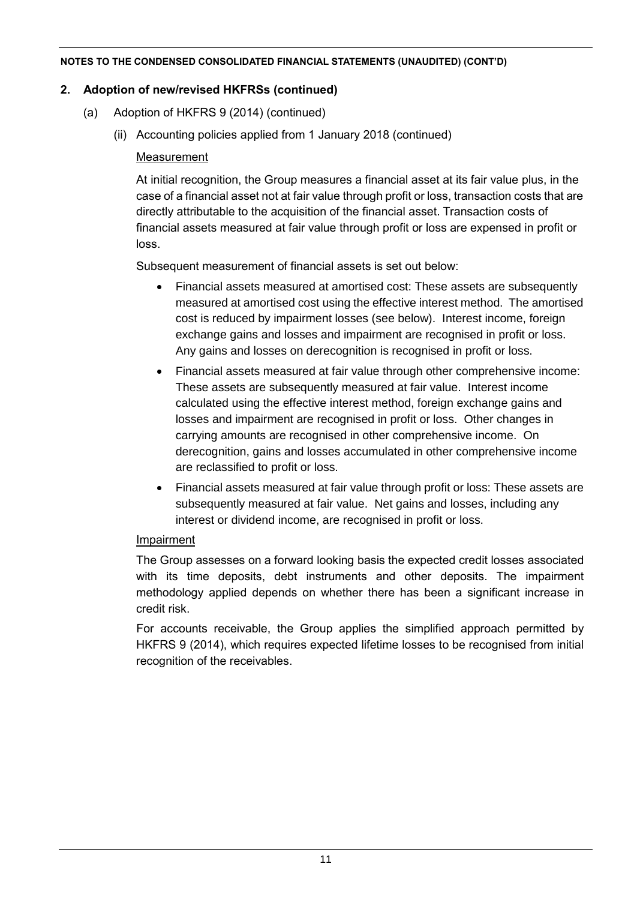**NOTES TO THE CONDENSED CONSOLIDATED FINANCIAL STATEMENTS (UNAUDITED) (CONT'D)**

## 2. Adoption of new/revised HKFRSs (continued)

(a) Adoption of HKFRS 9 (2014) (continued)

(ii) Accounting policies applied from 1 January 2018 (continued)

<u>Measurement</u>

At initial recognition, the Group measures a financial asset at its fair value plus, in the case of a financial asset not at fair value through profit or loss, transaction costs that are directly attributable to the acquisition of the financial asset. Transaction costs of financial assets measured at fair value through profit or loss are expensed in profit or loss.

Subsequent measurement of financial assets is set out below:

- Financial assets measured at amortised cost: These assets are subsequently measured at amortised cost using the effective interest method. The amortised cost is reduced by impairment losses (see below). Interest income, foreign exchange gains and losses and impairment are recognised in profit or loss. Any gains and losses on derecognition is recognised in profit or loss.
- Financial assets measured at fair value through other comprehensive income: These assets are subsequently measured at fair value. Interest income calculated using the effective interest method, foreign exchange gains and losses and impairment are recognised in profit or loss. Other changes in carrying amounts are recognised in other comprehensive income. On derecognition, gains and losses accumulated in other comprehensive income are reclassified to profit or loss.
- Financial assets measured at fair value through profit or loss: These assets are subsequently measured at fair value. Net gains and losses, including any interest or dividend income, are recognised in profit or loss.

<u>Impairment</u>

The Group assesses on a forward looking basis the expected credit losses associated with its time deposits, debt instruments and other deposits. The impairment methodology applied depends on whether there has been a significant increase in credit risk.

For accounts receivable, the Group applies the simplified approach permitted by HKFRS 9 (2014), which requires expected lifetime losses to be recognised from initial recognition of the receivables.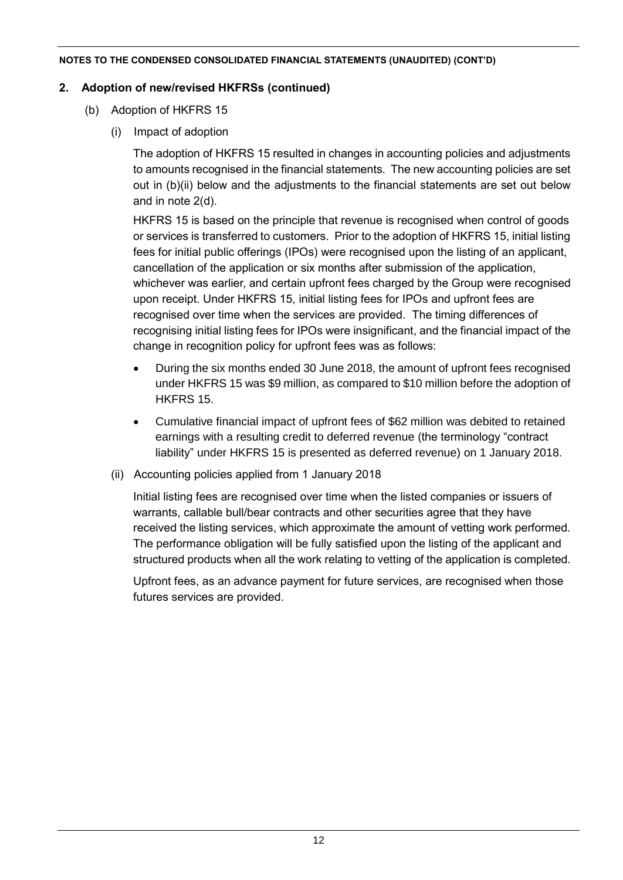**NOTES TO THE CONDENSED CONSOLIDATED FINANCIAL STATEMENTS (UNAUDITED) (CONT'D)**

## 2. Adoption of new/revised HKFRSs (continued)

(b) Adoption of HKFRS 15

(i) Impact of adoption

The adoption of HKFRS 15 resulted in changes in accounting policies and adjustments to amounts recognised in the financial statements. The new accounting policies are set out in (b)(ii) below and the adjustments to the financial statements are set out below and in note 2(d).

HKFRS 15 is based on the principle that revenue is recognised when control of goods or services is transferred to customers. Prior to the adoption of HKFRS 15, initial listing fees for initial public offerings (IPOs) were recognised upon the listing of an applicant, cancellation of the application or six months after submission of the application, whichever was earlier, and certain upfront fees charged by the Group were recognised upon receipt. Under HKFRS 15, initial listing fees for IPOs and upfront fees are recognised over time when the services are provided. The timing differences of recognising initial listing fees for IPOs were insignificant, and the financial impact of the change in recognition policy for upfront fees was as follows:

- During the six months ended 30 June 2018, the amount of upfront fees recognised under HKFRS 15 was $9 million, as compared to $10 million before the adoption of HKFRS 15.
- Cumulative financial impact of upfront fees of $62 million was debited to retained earnings with a resulting credit to deferred revenue (the terminology "contract liability" under HKFRS 15 is presented as deferred revenue) on 1 January 2018.

(ii) Accounting policies applied from 1 January 2018

Initial listing fees are recognised over time when the listed companies or issuers of warrants, callable bull/bear contracts and other securities agree that they have received the listing services, which approximate the amount of vetting work performed. The performance obligation will be fully satisfied upon the listing of the applicant and structured products when all the work relating to vetting of the application is completed.

Upfront fees, as an advance payment for future services, are recognised when those futures services are provided.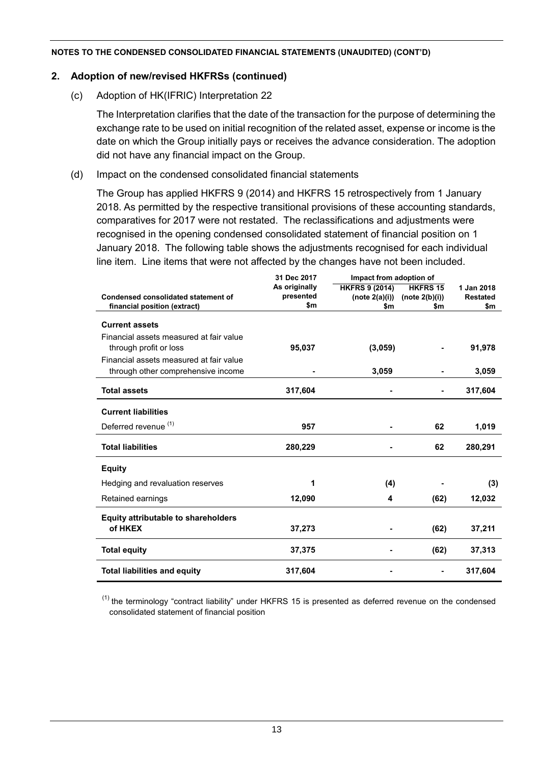NOTES TO THE CONDENSED CONSOLIDATED FINANCIAL STATEMENTS (UNAUDITED) (CONT'D)

## 2. Adoption of new/revised HKFRSs (continued)

(c) Adoption of HK(IFRIC) Interpretation 22

The Interpretation clarifies that the date of the transaction for the purpose of determining the exchange rate to be used on initial recognition of the related asset, expense or income is the date on which the Group initially pays or receives the advance consideration. The adoption did not have any financial impact on the Group.

(d) Impact on the condensed consolidated financial statements

The Group has applied HKFRS 9 (2014) and HKFRS 15 retrospectively from 1 January 2018. As permitted by the respective transitional provisions of these accounting standards, comparatives for 2017 were not restated. The reclassifications and adjustments were recognised in the opening condensed consolidated statement of financial position on 1 January 2018. The following table shows the adjustments recognised for each individual line item. Line items that were not affected by the changes have not been included.

| Condensed consolidated statement of financial position (extract) | 31 Dec 2017 As originally presented $m | Impact from adoption of HKFRS 9 (2014) (note 2(a)(i)) $m | Impact from adoption of HKFRS 15 (note 2(b)(i)) $m | 1 Jan 2018 Restated $m |
|---|---|---|---|---|
| **Current assets** | | | | |
| Financial assets measured at fair value through profit or loss | **95,037** | **(3,059)** | **-** | **91,978** |
| Financial assets measured at fair value through other comprehensive income | **-** | **3,059** | **-** | **3,059** |
| **Total assets** | **317,604** | **-** | **-** | **317,604** |
| **Current liabilities** | | | | |
| Deferred revenue [1] | **957** | **-** | **62** | **1,019** |
| **Total liabilities** | **280,229** | **-** | **62** | **280,291** |
| **Equity** | | | | |
| Hedging and revaluation reserves | **1** | **(4)** | **-** | **(3)** |
| Retained earnings | **12,090** | **4** | **(62)** | **12,032** |
| **Equity attributable to shareholders of HKEX** | **37,273** | **-** | **(62)** | **37,211** |
| **Total equity** | **37,375** | **-** | **(62)** | **37,313** |
| **Total liabilities and equity** | **317,604** | **-** | **-** | **317,604** |

[1] the terminology "contract liability" under HKFRS 15 is presented as deferred revenue on the condensed consolidated statement of financial position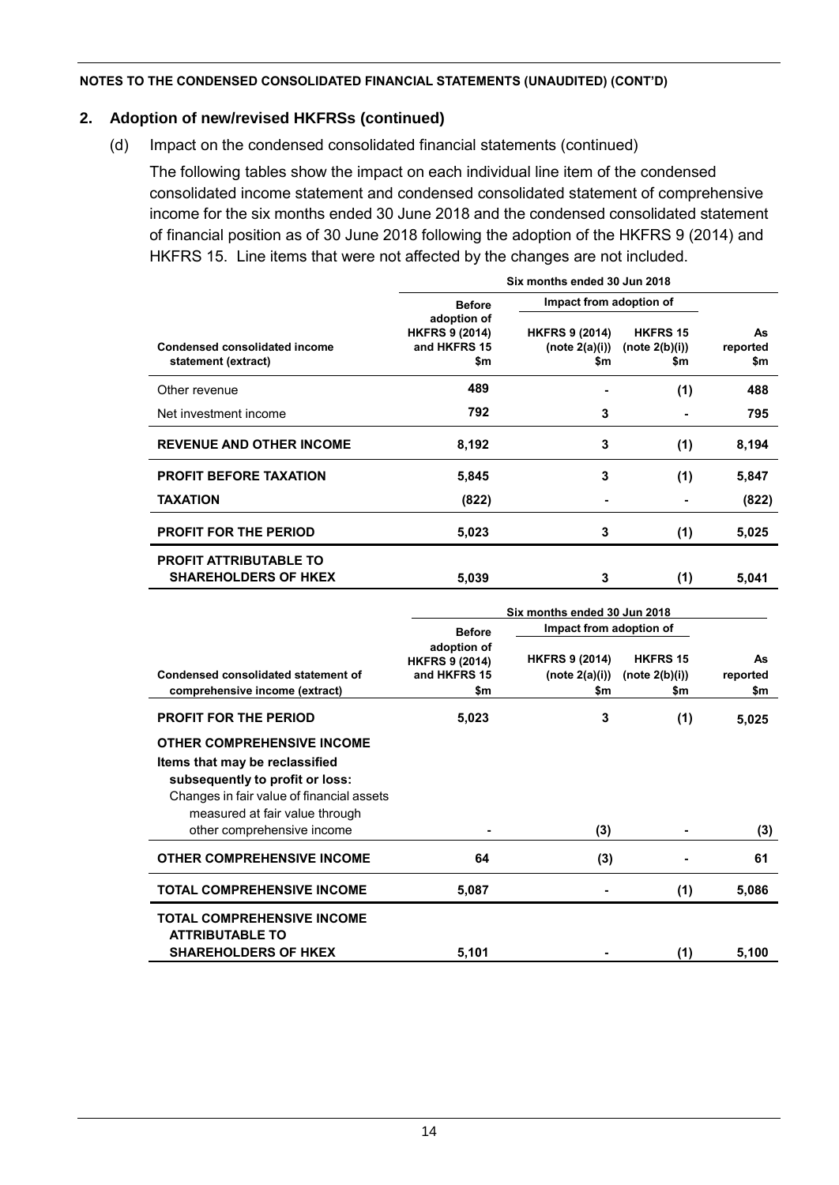**NOTES TO THE CONDENSED CONSOLIDATED FINANCIAL STATEMENTS (UNAUDITED) (CONT'D)**

## 2. Adoption of new/revised HKFRSs (continued)

(d) Impact on the condensed consolidated financial statements (continued)

The following tables show the impact on each individual line item of the condensed consolidated income statement and condensed consolidated statement of comprehensive income for the six months ended 30 June 2018 and the condensed consolidated statement of financial position as of 30 June 2018 following the adoption of the HKFRS 9 (2014) and HKFRS 15. Line items that were not affected by the changes are not included.

| | Six months ended 30 Jun 2018 | | | |
|---|---|---|---|---|
| | Before adoption of | Impact from adoption of | | |
| **Condensed consolidated income statement (extract)** | **HKFRS 9 (2014) and HKFRS 15 $m** | **HKFRS 9 (2014) (note 2(a)(i)) $m** | **HKFRS 15 (note 2(b)(i)) $m** | **As reported $m** |
| Other revenue | 489 | - | (1) | 488 |
| Net investment income | 792 | 3 | - | 795 |
| **REVENUE AND OTHER INCOME** | **8,192** | **3** | **(1)** | **8,194** |
| **PROFIT BEFORE TAXATION** | **5,845** | **3** | **(1)** | **5,847** |
| **TAXATION** | **(822)** | **-** | **-** | **(822)** |
| **PROFIT FOR THE PERIOD** | **5,023** | **3** | **(1)** | **5,025** |
| **PROFIT ATTRIBUTABLE TO SHAREHOLDERS OF HKEX** | **5,039** | **3** | **(1)** | **5,041** |

| | Six months ended 30 Jun 2018 | | | |
|---|---|---|---|---|
| | Before adoption of | Impact from adoption of | | |
| **Condensed consolidated statement of comprehensive income (extract)** | **HKFRS 9 (2014) and HKFRS 15 $m** | **HKFRS 9 (2014) (note 2(a)(i)) $m** | **HKFRS 15 (note 2(b)(i)) $m** | **As reported $m** |
| **PROFIT FOR THE PERIOD** | **5,023** | **3** | **(1)** | **5,025** |
| **OTHER COMPREHENSIVE INCOME** | | | | |
| **Items that may be reclassified subsequently to profit or loss:** | | | | |
| Changes in fair value of financial assets measured at fair value through other comprehensive income | - | (3) | - | (3) |
| **OTHER COMPREHENSIVE INCOME** | **64** | **(3)** | **-** | **61** |
| **TOTAL COMPREHENSIVE INCOME** | **5,087** | **-** | **(1)** | **5,086** |
| **TOTAL COMPREHENSIVE INCOME ATTRIBUTABLE TO SHAREHOLDERS OF HKEX** | **5,101** | **-** | **(1)** | **5,100** |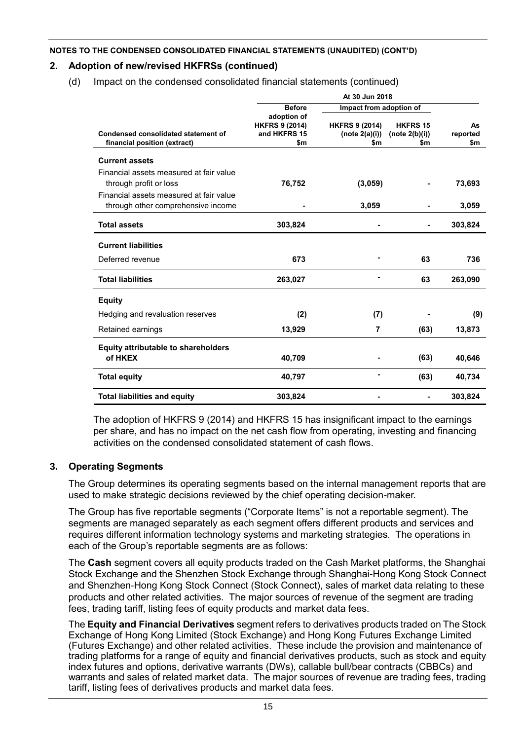**NOTES TO THE CONDENSED CONSOLIDATED FINANCIAL STATEMENTS (UNAUDITED) (CONT'D)**

## 2. Adoption of new/revised HKFRSs (continued)

(d) Impact on the condensed consolidated financial statements (continued)

| Condensed consolidated statement of financial position (extract) | At 30 Jun 2018 | | | |
|---|---|---|---|---|
| | Before adoption of HKFRS 9 (2014) and HKFRS 15 | Impact from adoption of | | As reported |
| | | HKFRS 9 (2014) (note 2(a)(i)) | HKFRS 15 (note 2(b)(i)) | |
| | $m | $m | $m | $m |
| **Current assets** | | | | |
| Financial assets measured at fair value through profit or loss | **76,752** | **(3,059)** | **-** | **73,693** |
| Financial assets measured at fair value through other comprehensive income | **-** | **3,059** | **-** | **3,059** |
| **Total assets** | **303,824** | **-** | **-** | **303,824** |
| **Current liabilities** | | | | |
| Deferred revenue | **673** | **-** | **63** | **736** |
| **Total liabilities** | **263,027** | **-** | **63** | **263,090** |
| **Equity** | | | | |
| Hedging and revaluation reserves | **(2)** | **(7)** | **-** | **(9)** |
| Retained earnings | **13,929** | **7** | **(63)** | **13,873** |
| **Equity attributable to shareholders of HKEX** | **40,709** | **-** | **(63)** | **40,646** |
| **Total equity** | **40,797** | **-** | **(63)** | **40,734** |
| **Total liabilities and equity** | **303,824** | **-** | **-** | **303,824** |

The adoption of HKFRS 9 (2014) and HKFRS 15 has insignificant impact to the earnings per share, and has no impact on the net cash flow from operating, investing and financing activities on the condensed consolidated statement of cash flows.

## 3. Operating Segments

The Group determines its operating segments based on the internal management reports that are used to make strategic decisions reviewed by the chief operating decision-maker.

The Group has five reportable segments ("Corporate Items" is not a reportable segment). The segments are managed separately as each segment offers different products and services and requires different information technology systems and marketing strategies. The operations in each of the Group's reportable segments are as follows:

The **Cash** segment covers all equity products traded on the Cash Market platforms, the Shanghai Stock Exchange and the Shenzhen Stock Exchange through Shanghai-Hong Kong Stock Connect and Shenzhen-Hong Kong Stock Connect (Stock Connect), sales of market data relating to these products and other related activities. The major sources of revenue of the segment are trading fees, trading tariff, listing fees of equity products and market data fees.

The **Equity and Financial Derivatives** segment refers to derivatives products traded on The Stock Exchange of Hong Kong Limited (Stock Exchange) and Hong Kong Futures Exchange Limited (Futures Exchange) and other related activities. These include the provision and maintenance of trading platforms for a range of equity and financial derivatives products, such as stock and equity index futures and options, derivative warrants (DWs), callable bull/bear contracts (CBBCs) and warrants and sales of related market data. The major sources of revenue are trading fees, trading tariff, listing fees of derivatives products and market data fees.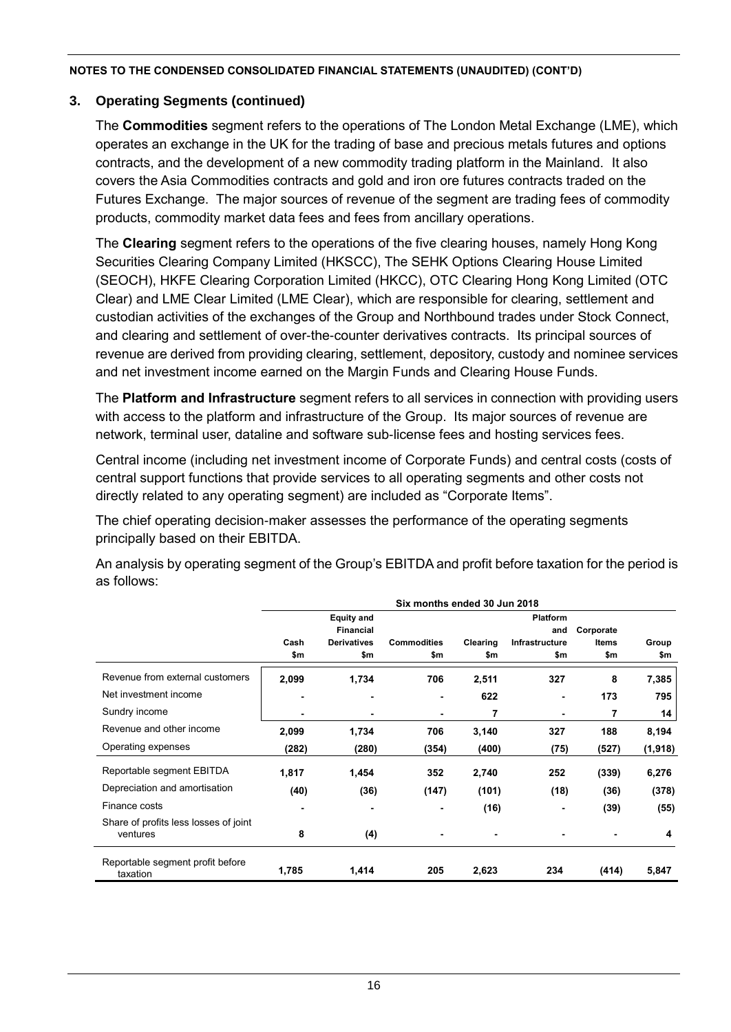NOTES TO THE CONDENSED CONSOLIDATED FINANCIAL STATEMENTS (UNAUDITED) (CONT'D)

## 3. Operating Segments (continued)

The **Commodities** segment refers to the operations of The London Metal Exchange (LME), which operates an exchange in the UK for the trading of base and precious metals futures and options contracts, and the development of a new commodity trading platform in the Mainland. It also covers the Asia Commodities contracts and gold and iron ore futures contracts traded on the Futures Exchange. The major sources of revenue of the segment are trading fees of commodity products, commodity market data fees and fees from ancillary operations.

The **Clearing** segment refers to the operations of the five clearing houses, namely Hong Kong Securities Clearing Company Limited (HKSCC), The SEHK Options Clearing House Limited (SEOCH), HKFE Clearing Corporation Limited (HKCC), OTC Clearing Hong Kong Limited (OTC Clear) and LME Clear Limited (LME Clear), which are responsible for clearing, settlement and custodian activities of the exchanges of the Group and Northbound trades under Stock Connect, and clearing and settlement of over-the-counter derivatives contracts. Its principal sources of revenue are derived from providing clearing, settlement, depository, custody and nominee services and net investment income earned on the Margin Funds and Clearing House Funds.

The **Platform and Infrastructure** segment refers to all services in connection with providing users with access to the platform and infrastructure of the Group. Its major sources of revenue are network, terminal user, dataline and software sub-license fees and hosting services fees.

Central income (including net investment income of Corporate Funds) and central costs (costs of central support functions that provide services to all operating segments and other costs not directly related to any operating segment) are included as "Corporate Items".

The chief operating decision-maker assesses the performance of the operating segments principally based on their EBITDA.

An analysis by operating segment of the Group's EBITDA and profit before taxation for the period is as follows:

| | Six months ended 30 Jun 2018 | | | | | | |
|---|---|---|---|---|---|---|---|
| | Cash<br>$m | Equity and Financial Derivatives<br>$m | Commodities<br>$m | Clearing<br>$m | Platform and Infrastructure<br>$m | Corporate Items<br>$m | Group<br>$m |
| Revenue from external customers | **2,099** | **1,734** | **706** | **2,511** | **327** | **8** | **7,385** |
| Net investment income | **-** | **-** | **-** | **622** | **-** | **173** | **795** |
| Sundry income | **-** | **-** | **-** | **7** | **-** | **7** | **14** |
| Revenue and other income | **2,099** | **1,734** | **706** | **3,140** | **327** | **188** | **8,194** |
| Operating expenses | **(282)** | **(280)** | **(354)** | **(400)** | **(75)** | **(527)** | **(1,918)** |
| Reportable segment EBITDA | **1,817** | **1,454** | **352** | **2,740** | **252** | **(339)** | **6,276** |
| Depreciation and amortisation | **(40)** | **(36)** | **(147)** | **(101)** | **(18)** | **(36)** | **(378)** |
| Finance costs | **-** | **-** | **-** | **(16)** | **-** | **(39)** | **(55)** |
| Share of profits less losses of joint ventures | **8** | **(4)** | **-** | **-** | **-** | **-** | **4** |
| Reportable segment profit before taxation | **1,785** | **1,414** | **205** | **2,623** | **234** | **(414)** | **5,847** |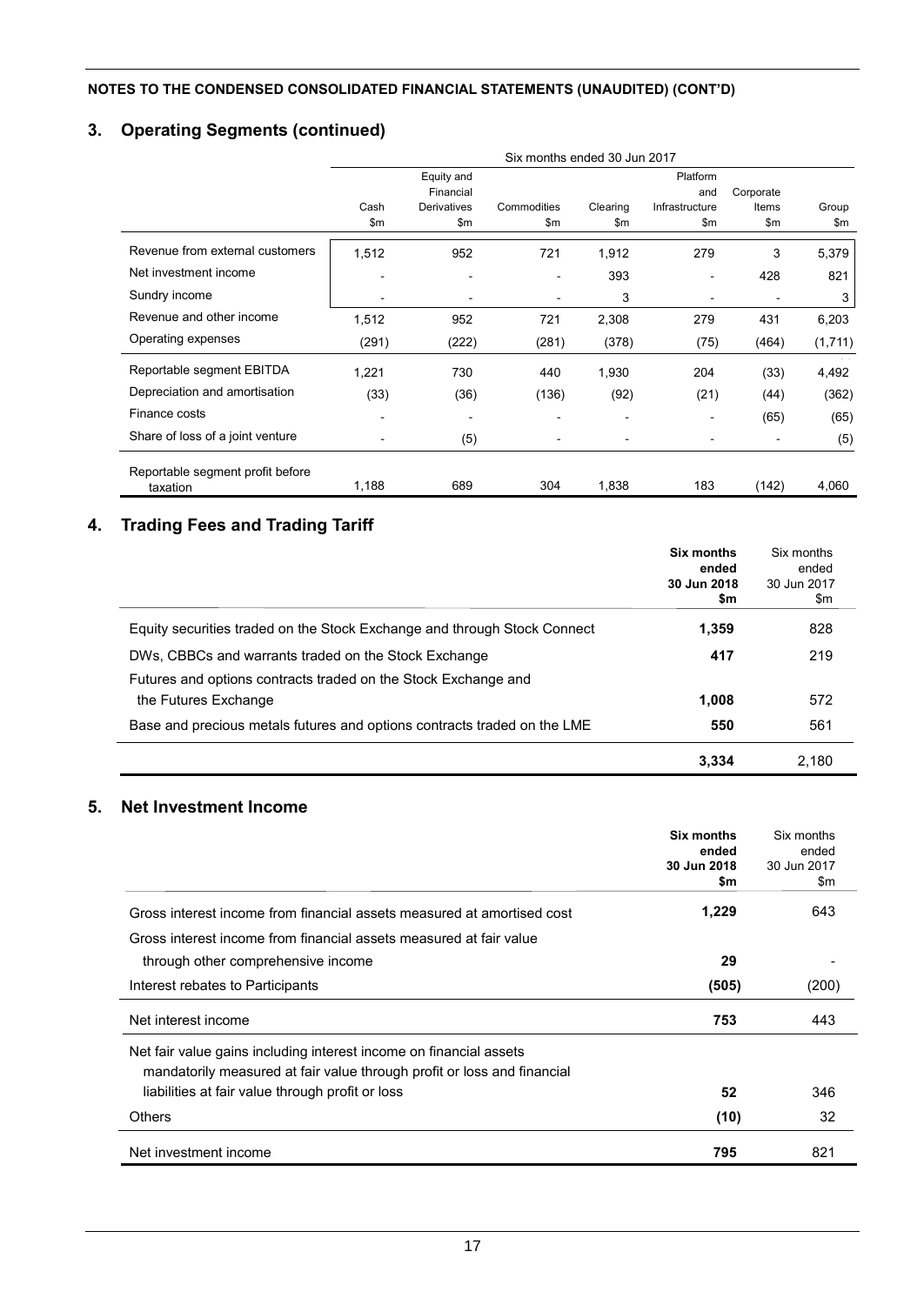**NOTES TO THE CONDENSED CONSOLIDATED FINANCIAL STATEMENTS (UNAUDITED) (CONT'D)**

## 3. Operating Segments (continued)

| | Six months ended 30 Jun 2017 | | | | | | |
|---|---|---|---|---|---|---|---|
| | Cash $m | Equity and Financial Derivatives $m | Commodities $m | Clearing $m | Platform and Infrastructure $m | Corporate Items $m | Group $m |
| Revenue from external customers | 1,512 | 952 | 721 | 1,912 | 279 | 3 | 5,379 |
| Net investment income | - | - | - | 393 | - | 428 | 821 |
| Sundry income | - | - | - | 3 | - | - | 3 |
| Revenue and other income | 1,512 | 952 | 721 | 2,308 | 279 | 431 | 6,203 |
| Operating expenses | (291) | (222) | (281) | (378) | (75) | (464) | (1,711) |
| Reportable segment EBITDA | 1,221 | 730 | 440 | 1,930 | 204 | (33) | 4,492 |
| Depreciation and amortisation | (33) | (36) | (136) | (92) | (21) | (44) | (362) |
| Finance costs | - | - | - | - | - | (65) | (65) |
| Share of loss of a joint venture | - | (5) | - | - | - | - | (5) |
| Reportable segment profit before taxation | 1,188 | 689 | 304 | 1,838 | 183 | (142) | 4,060 |

## 4. Trading Fees and Trading Tariff

| | **Six months ended 30 Jun 2018 $m** | Six months ended 30 Jun 2017 $m |
|---|---|---|
| Equity securities traded on the Stock Exchange and through Stock Connect | **1,359** | 828 |
| DWs, CBBCs and warrants traded on the Stock Exchange | **417** | 219 |
| Futures and options contracts traded on the Stock Exchange and the Futures Exchange | **1,008** | 572 |
| Base and precious metals futures and options contracts traded on the LME | **550** | 561 |
| | **3,334** | 2,180 |

## 5. Net Investment Income

| | **Six months ended 30 Jun 2018 $m** | Six months ended 30 Jun 2017 $m |
|---|---|---|
| Gross interest income from financial assets measured at amortised cost | **1,229** | 643 |
| Gross interest income from financial assets measured at fair value through other comprehensive income | **29** | - |
| Interest rebates to Participants | **(505)** | (200) |
| Net interest income | **753** | 443 |
| Net fair value gains including interest income on financial assets mandatorily measured at fair value through profit or loss and financial liabilities at fair value through profit or loss | **52** | 346 |
| Others | **(10)** | 32 |
| Net investment income | **795** | 821 |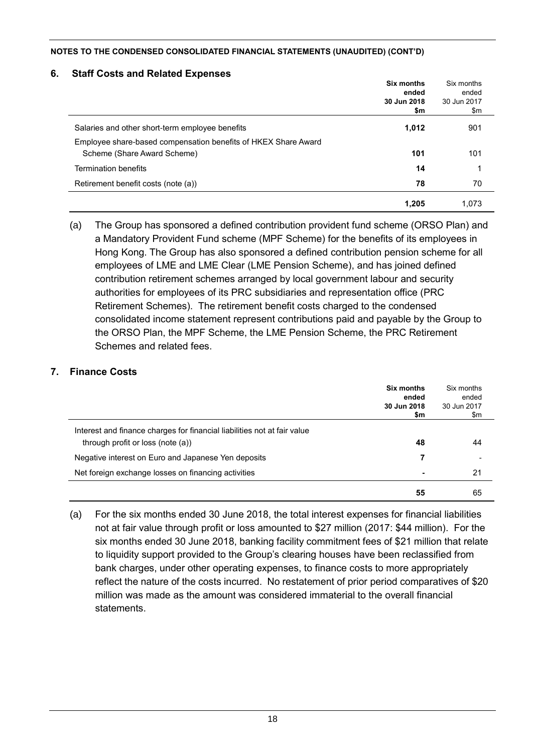NOTES TO THE CONDENSED CONSOLIDATED FINANCIAL STATEMENTS (UNAUDITED) (CONT'D)

## 6. Staff Costs and Related Expenses

| | **Six months ended 30 Jun 2018 $m** | Six months ended 30 Jun 2017 $m |
|---|---|---|
| Salaries and other short-term employee benefits | **1,012** | 901 |
| Employee share-based compensation benefits of HKEX Share Award Scheme (Share Award Scheme) | **101** | 101 |
| Termination benefits | **14** | 1 |
| Retirement benefit costs (note (a)) | **78** | 70 |
| | **1,205** | 1,073 |

(a) The Group has sponsored a defined contribution provident fund scheme (ORSO Plan) and a Mandatory Provident Fund scheme (MPF Scheme) for the benefits of its employees in Hong Kong. The Group has also sponsored a defined contribution pension scheme for all employees of LME and LME Clear (LME Pension Scheme), and has joined defined contribution retirement schemes arranged by local government labour and security authorities for employees of its PRC subsidiaries and representation office (PRC Retirement Schemes). The retirement benefit costs charged to the condensed consolidated income statement represent contributions paid and payable by the Group to the ORSO Plan, the MPF Scheme, the LME Pension Scheme, the PRC Retirement Schemes and related fees.

## 7. Finance Costs

| | **Six months ended 30 Jun 2018 $m** | Six months ended 30 Jun 2017 $m |
|---|---|---|
| Interest and finance charges for financial liabilities not at fair value through profit or loss (note (a)) | **48** | 44 |
| Negative interest on Euro and Japanese Yen deposits | **7** | - |
| Net foreign exchange losses on financing activities | **-** | 21 |
| | **55** | 65 |

(a) For the six months ended 30 June 2018, the total interest expenses for financial liabilities not at fair value through profit or loss amounted to $27 million (2017: $44 million). For the six months ended 30 June 2018, banking facility commitment fees of $21 million that relate to liquidity support provided to the Group's clearing houses have been reclassified from bank charges, under other operating expenses, to finance costs to more appropriately reflect the nature of the costs incurred. No restatement of prior period comparatives of $20 million was made as the amount was considered immaterial to the overall financial statements.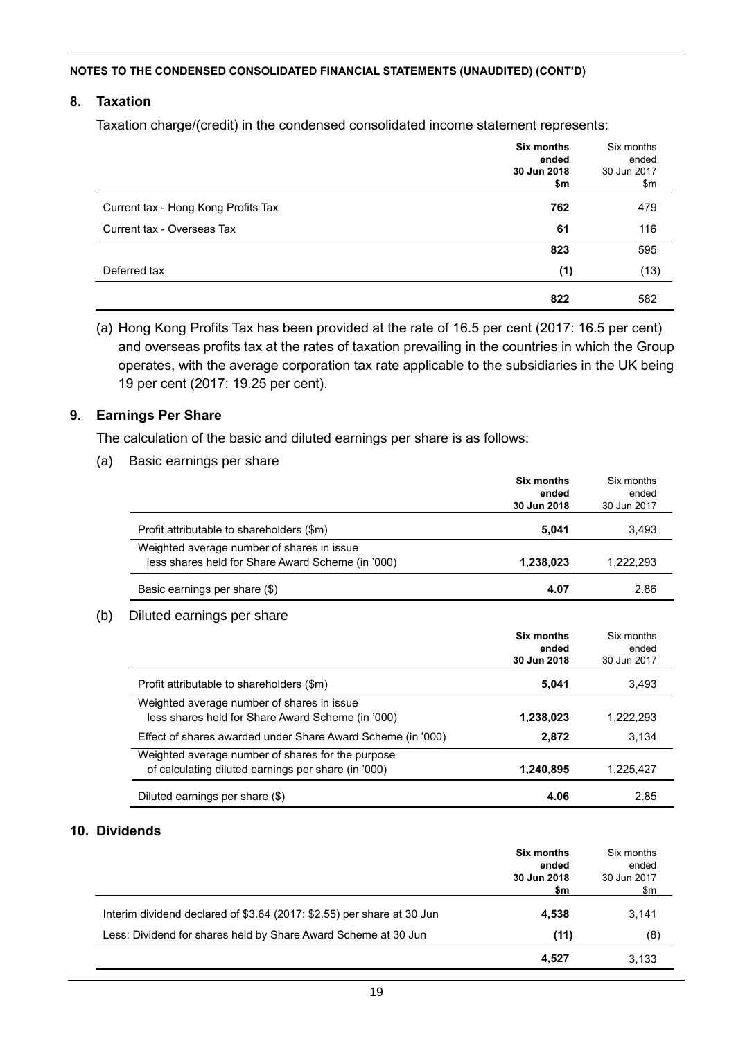**NOTES TO THE CONDENSED CONSOLIDATED FINANCIAL STATEMENTS (UNAUDITED) (CONT'D)**

## 8. Taxation

Taxation charge/(credit) in the condensed consolidated income statement represents:

| | **Six months ended 30 Jun 2018 $m** | Six months ended 30 Jun 2017 $m |
|---|---|---|
| Current tax - Hong Kong Profits Tax | **762** | 479 |
| Current tax - Overseas Tax | **61** | 116 |
| | **823** | 595 |
| Deferred tax | **(1)** | (13) |
| | **822** | 582 |

(a) Hong Kong Profits Tax has been provided at the rate of 16.5 per cent (2017: 16.5 per cent) and overseas profits tax at the rates of taxation prevailing in the countries in which the Group operates, with the average corporation tax rate applicable to the subsidiaries in the UK being 19 per cent (2017: 19.25 per cent).

## 9. Earnings Per Share

The calculation of the basic and diluted earnings per share is as follows:

(a) Basic earnings per share

| | **Six months ended 30 Jun 2018** | Six months ended 30 Jun 2017 |
|---|---|---|
| Profit attributable to shareholders ($m) | **5,041** | 3,493 |
| Weighted average number of shares in issue less shares held for Share Award Scheme (in '000) | **1,238,023** | 1,222,293 |
| Basic earnings per share ($) | **4.07** | 2.86 |

(b) Diluted earnings per share

| | **Six months ended 30 Jun 2018** | Six months ended 30 Jun 2017 |
|---|---|---|
| Profit attributable to shareholders ($m) | **5,041** | 3,493 |
| Weighted average number of shares in issue less shares held for Share Award Scheme (in '000) | **1,238,023** | 1,222,293 |
| Effect of shares awarded under Share Award Scheme (in '000) | **2,872** | 3,134 |
| Weighted average number of shares for the purpose of calculating diluted earnings per share (in '000) | **1,240,895** | 1,225,427 |
| Diluted earnings per share ($) | **4.06** | 2.85 |

## 10. Dividends

| | **Six months ended 30 Jun 2018 $m** | Six months ended 30 Jun 2017 $m |
|---|---|---|
| Interim dividend declared of $3.64 (2017: $2.55) per share at 30 Jun | **4,538** | 3,141 |
| Less: Dividend for shares held by Share Award Scheme at 30 Jun | **(11)** | (8) |
| | **4,527** | 3,133 |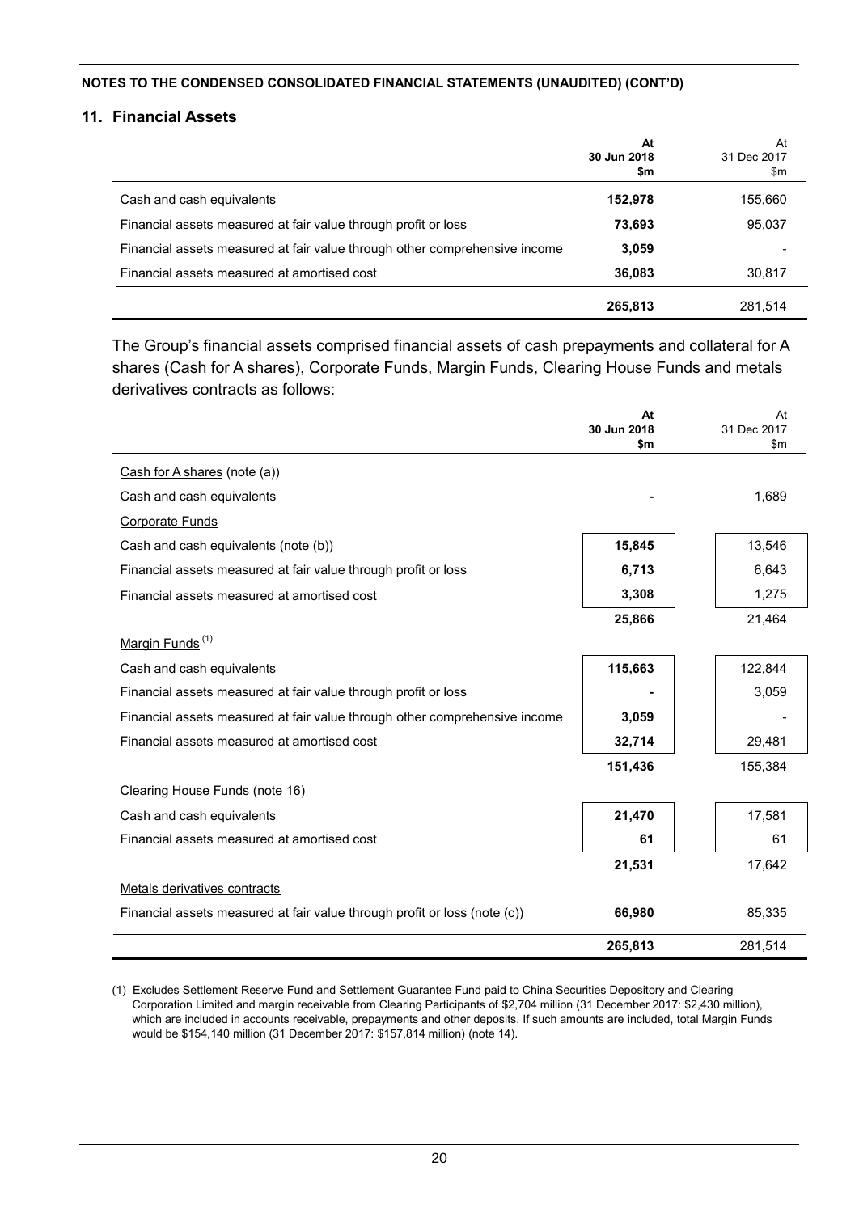NOTES TO THE CONDENSED CONSOLIDATED FINANCIAL STATEMENTS (UNAUDITED) (CONT'D)

## 11. Financial Assets

| | **At 30 Jun 2018 $m** | At 31 Dec 2017 $m |
|---|---|---|
| Cash and cash equivalents | **152,978** | 155,660 |
| Financial assets measured at fair value through profit or loss | **73,693** | 95,037 |
| Financial assets measured at fair value through other comprehensive income | **3,059** | - |
| Financial assets measured at amortised cost | **36,083** | 30,817 |
| | **265,813** | 281,514 |

The Group's financial assets comprised financial assets of cash prepayments and collateral for A shares (Cash for A shares), Corporate Funds, Margin Funds, Clearing House Funds and metals derivatives contracts as follows:

| | **At 30 Jun 2018 $m** | At 31 Dec 2017 $m |
|---|---|---|
| Cash for A shares (note (a)) | | |
| Cash and cash equivalents | **-** | 1,689 |
| Corporate Funds | | |
| Cash and cash equivalents (note (b)) | **15,845** | 13,546 |
| Financial assets measured at fair value through profit or loss | **6,713** | 6,643 |
| Financial assets measured at amortised cost | **3,308** | 1,275 |
| | **25,866** | 21,464 |
| Margin Funds [(1)] | | |
| Cash and cash equivalents | **115,663** | 122,844 |
| Financial assets measured at fair value through profit or loss | **-** | 3,059 |
| Financial assets measured at fair value through other comprehensive income | **3,059** | - |
| Financial assets measured at amortised cost | **32,714** | 29,481 |
| | **151,436** | 155,384 |
| Clearing House Funds (note 16) | | |
| Cash and cash equivalents | **21,470** | 17,581 |
| Financial assets measured at amortised cost | **61** | 61 |
| | **21,531** | 17,642 |
| Metals derivatives contracts | | |
| Financial assets measured at fair value through profit or loss (note (c)) | **66,980** | 85,335 |
| | **265,813** | 281,514 |

(1) Excludes Settlement Reserve Fund and Settlement Guarantee Fund paid to China Securities Depository and Clearing Corporation Limited and margin receivable from Clearing Participants of $2,704 million (31 December 2017: $2,430 million), which are included in accounts receivable, prepayments and other deposits. If such amounts are included, total Margin Funds would be $154,140 million (31 December 2017: $157,814 million) (note 14).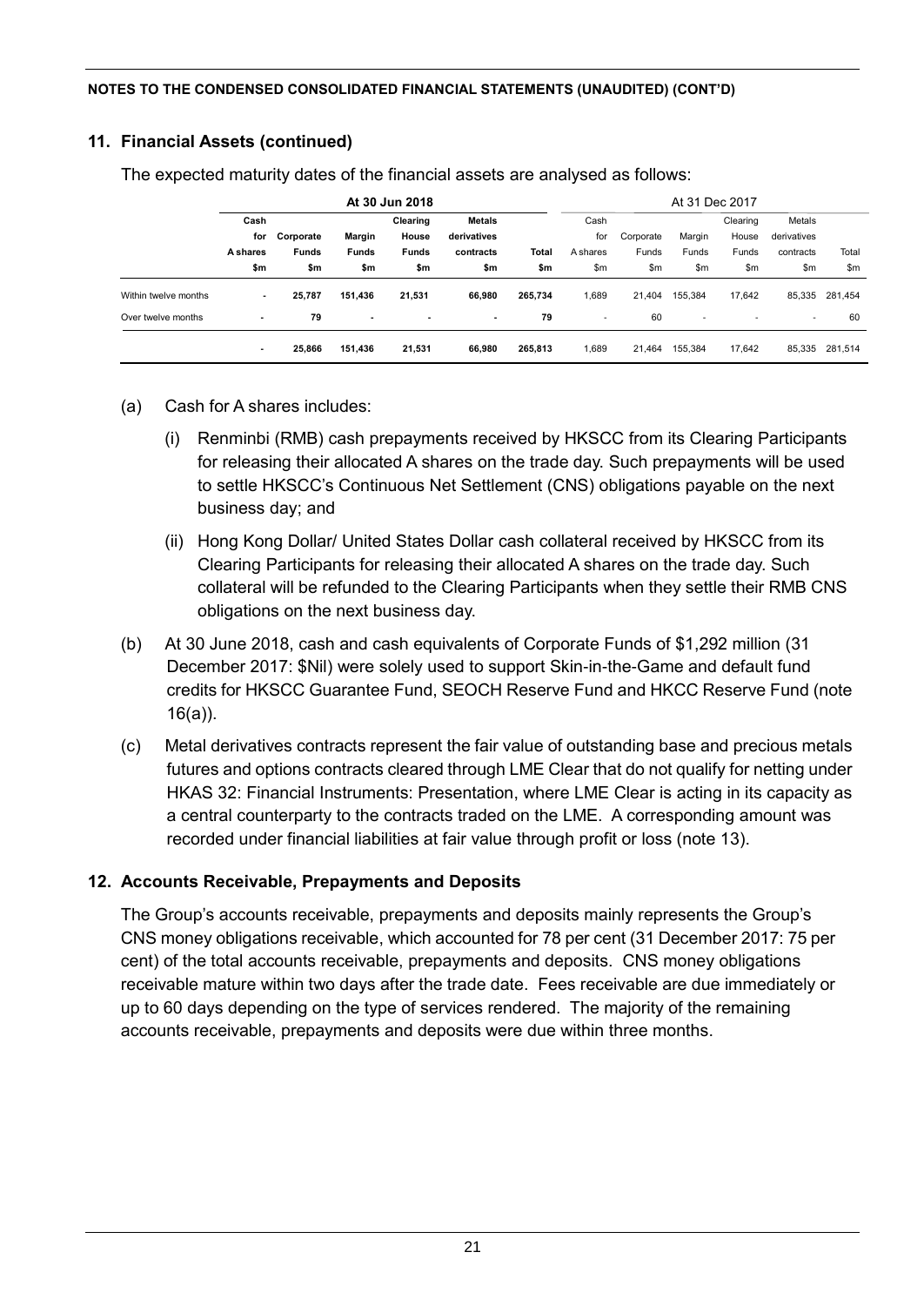NOTES TO THE CONDENSED CONSOLIDATED FINANCIAL STATEMENTS (UNAUDITED) (CONT'D)

## 11. Financial Assets (continued)

The expected maturity dates of the financial assets are analysed as follows:

| | At 30 Jun 2018 | | | | | | At 31 Dec 2017 | | | | | |
|---|---|---|---|---|---|---|---|---|---|---|---|---|
| | Cash for A shares | Corporate Funds | Margin Funds | Clearing House Funds | Metals derivatives contracts | Total | Cash for A shares | Corporate Funds | Margin Funds | Clearing House Funds | Metals derivatives contracts | Total |
| | $m | $m | $m | $m | $m | $m | $m | $m | $m | $m | $m | $m |
| Within twelve months | - | 25,787 | 151,436 | 21,531 | 66,980 | 265,734 | 1,689 | 21,404 | 155,384 | 17,642 | 85,335 | 281,454 |
| Over twelve months | - | 79 | - | - | - | 79 | - | 60 | - | - | - | 60 |
| | - | 25,866 | 151,436 | 21,531 | 66,980 | 265,813 | 1,689 | 21,464 | 155,384 | 17,642 | 85,335 | 281,514 |

(a) Cash for A shares includes:

(i) Renminbi (RMB) cash prepayments received by HKSCC from its Clearing Participants for releasing their allocated A shares on the trade day. Such prepayments will be used to settle HKSCC's Continuous Net Settlement (CNS) obligations payable on the next business day; and

(ii) Hong Kong Dollar/ United States Dollar cash collateral received by HKSCC from its Clearing Participants for releasing their allocated A shares on the trade day. Such collateral will be refunded to the Clearing Participants when they settle their RMB CNS obligations on the next business day.

(b) At 30 June 2018, cash and cash equivalents of Corporate Funds of $1,292 million (31 December 2017: $Nil) were solely used to support Skin-in-the-Game and default fund credits for HKSCC Guarantee Fund, SEOCH Reserve Fund and HKCC Reserve Fund (note 16(a)).

(c) Metal derivatives contracts represent the fair value of outstanding base and precious metals futures and options contracts cleared through LME Clear that do not qualify for netting under HKAS 32: Financial Instruments: Presentation, where LME Clear is acting in its capacity as a central counterparty to the contracts traded on the LME. A corresponding amount was recorded under financial liabilities at fair value through profit or loss (note 13).

## 12. Accounts Receivable, Prepayments and Deposits

The Group's accounts receivable, prepayments and deposits mainly represents the Group's CNS money obligations receivable, which accounted for 78 per cent (31 December 2017: 75 per cent) of the total accounts receivable, prepayments and deposits. CNS money obligations receivable mature within two days after the trade date. Fees receivable are due immediately or up to 60 days depending on the type of services rendered. The majority of the remaining accounts receivable, prepayments and deposits were due within three months.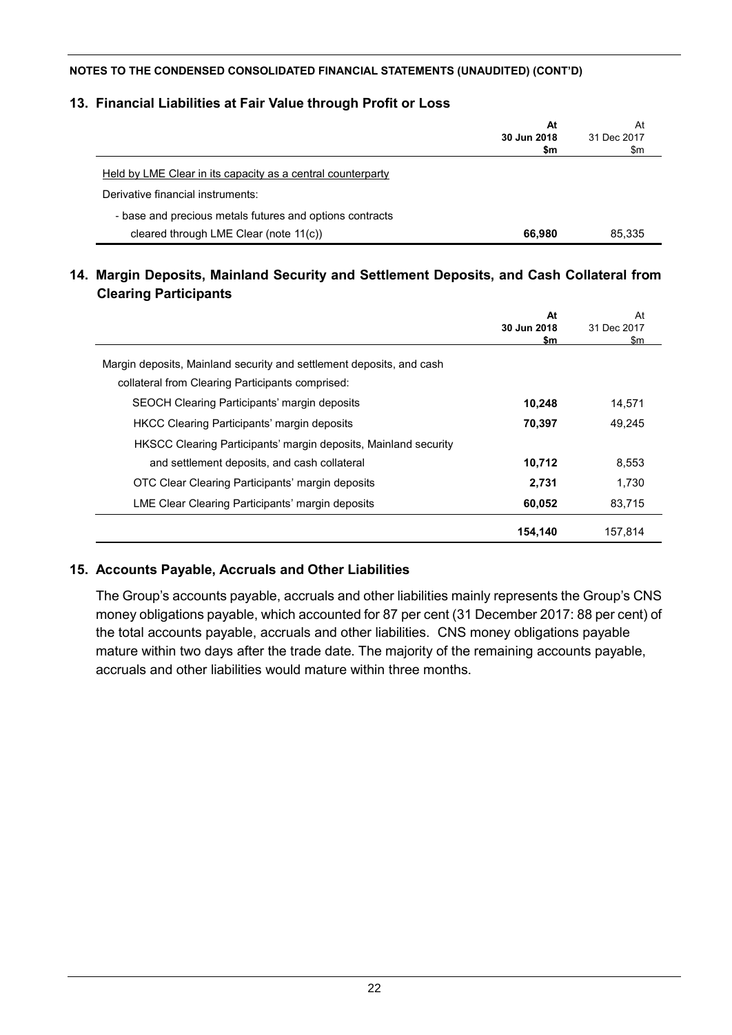NOTES TO THE CONDENSED CONSOLIDATED FINANCIAL STATEMENTS (UNAUDITED) (CONT'D)

## 13. Financial Liabilities at Fair Value through Profit or Loss

| | **At 30 Jun 2018 $m** | At 31 Dec 2017 $m |
|---|---|---|
| Held by LME Clear in its capacity as a central counterparty | | |
| Derivative financial instruments: | | |
| - base and precious metals futures and options contracts cleared through LME Clear (note 11(c)) | **66,980** | 85,335 |

## 14. Margin Deposits, Mainland Security and Settlement Deposits, and Cash Collateral from Clearing Participants

| | **At 30 Jun 2018 $m** | At 31 Dec 2017 $m |
|---|---|---|
| Margin deposits, Mainland security and settlement deposits, and cash collateral from Clearing Participants comprised: | | |
| SEOCH Clearing Participants' margin deposits | **10,248** | 14,571 |
| HKCC Clearing Participants' margin deposits | **70,397** | 49,245 |
| HKSCC Clearing Participants' margin deposits, Mainland security and settlement deposits, and cash collateral | **10,712** | 8,553 |
| OTC Clear Clearing Participants' margin deposits | **2,731** | 1,730 |
| LME Clear Clearing Participants' margin deposits | **60,052** | 83,715 |
| | **154,140** | 157,814 |

## 15. Accounts Payable, Accruals and Other Liabilities

The Group's accounts payable, accruals and other liabilities mainly represents the Group's CNS money obligations payable, which accounted for 87 per cent (31 December 2017: 88 per cent) of the total accounts payable, accruals and other liabilities. CNS money obligations payable mature within two days after the trade date. The majority of the remaining accounts payable, accruals and other liabilities would mature within three months.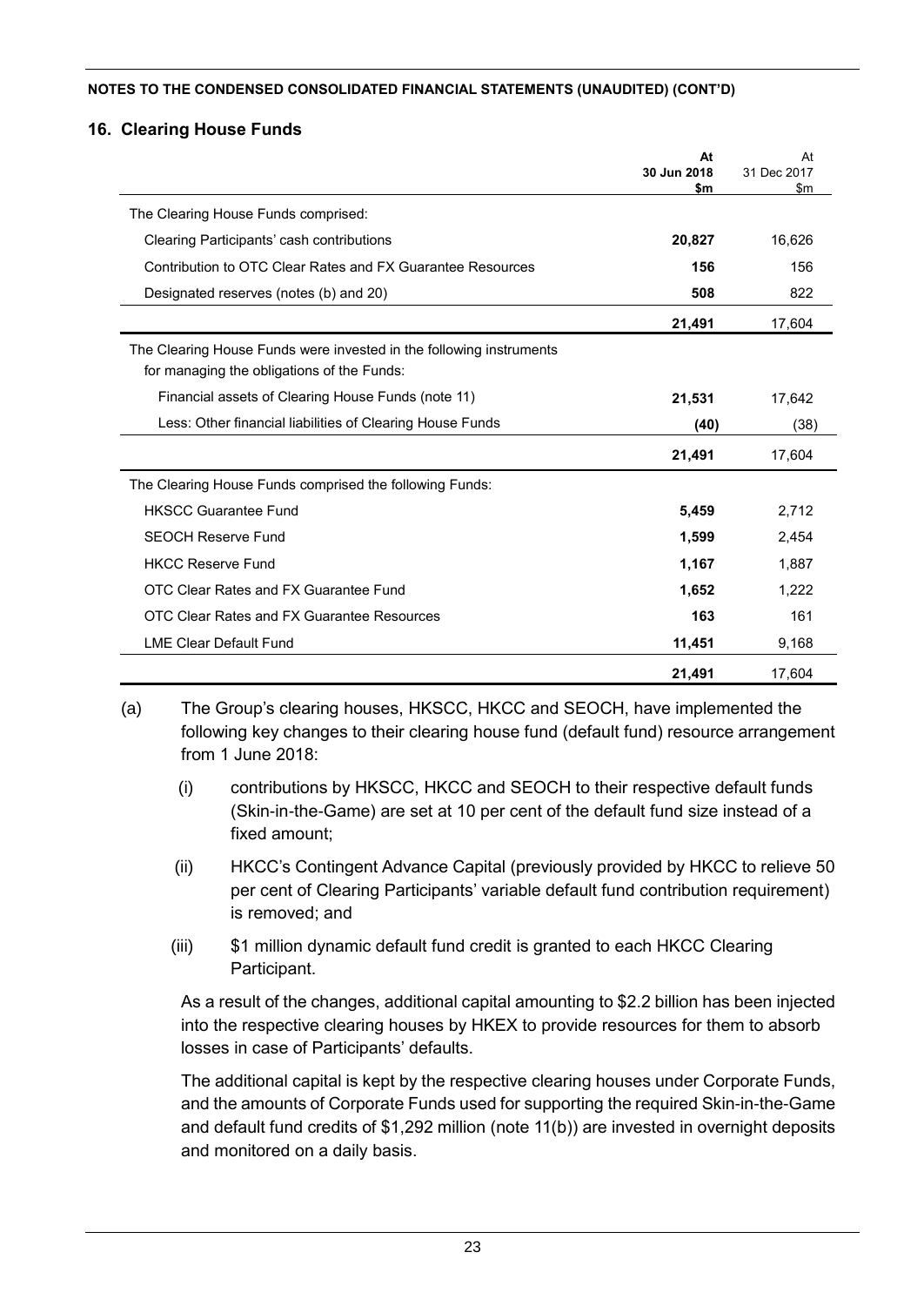**NOTES TO THE CONDENSED CONSOLIDATED FINANCIAL STATEMENTS (UNAUDITED) (CONT'D)**

## 16. Clearing House Funds

| | **At 30 Jun 2018 $m** | At 31 Dec 2017 $m |
|---|---|---|
| The Clearing House Funds comprised: | | |
| Clearing Participants' cash contributions | **20,827** | 16,626 |
| Contribution to OTC Clear Rates and FX Guarantee Resources | **156** | 156 |
| Designated reserves (notes (b) and 20) | **508** | 822 |
| | **21,491** | 17,604 |
| The Clearing House Funds were invested in the following instruments for managing the obligations of the Funds: | | |
| Financial assets of Clearing House Funds (note 11) | **21,531** | 17,642 |
| Less: Other financial liabilities of Clearing House Funds | **(40)** | (38) |
| | **21,491** | 17,604 |
| The Clearing House Funds comprised the following Funds: | | |
| HKSCC Guarantee Fund | **5,459** | 2,712 |
| SEOCH Reserve Fund | **1,599** | 2,454 |
| HKCC Reserve Fund | **1,167** | 1,887 |
| OTC Clear Rates and FX Guarantee Fund | **1,652** | 1,222 |
| OTC Clear Rates and FX Guarantee Resources | **163** | 161 |
| LME Clear Default Fund | **11,451** | 9,168 |
| | **21,491** | 17,604 |

(a) The Group's clearing houses, HKSCC, HKCC and SEOCH, have implemented the following key changes to their clearing house fund (default fund) resource arrangement from 1 June 2018:

(i) contributions by HKSCC, HKCC and SEOCH to their respective default funds (Skin-in-the-Game) are set at 10 per cent of the default fund size instead of a fixed amount;

(ii) HKCC's Contingent Advance Capital (previously provided by HKCC to relieve 50 per cent of Clearing Participants' variable default fund contribution requirement) is removed; and

(iii) \$1 million dynamic default fund credit is granted to each HKCC Clearing Participant.

As a result of the changes, additional capital amounting to \$2.2 billion has been injected into the respective clearing houses by HKEX to provide resources for them to absorb losses in case of Participants' defaults.

The additional capital is kept by the respective clearing houses under Corporate Funds, and the amounts of Corporate Funds used for supporting the required Skin-in-the-Game and default fund credits of \$1,292 million (note 11(b)) are invested in overnight deposits and monitored on a daily basis.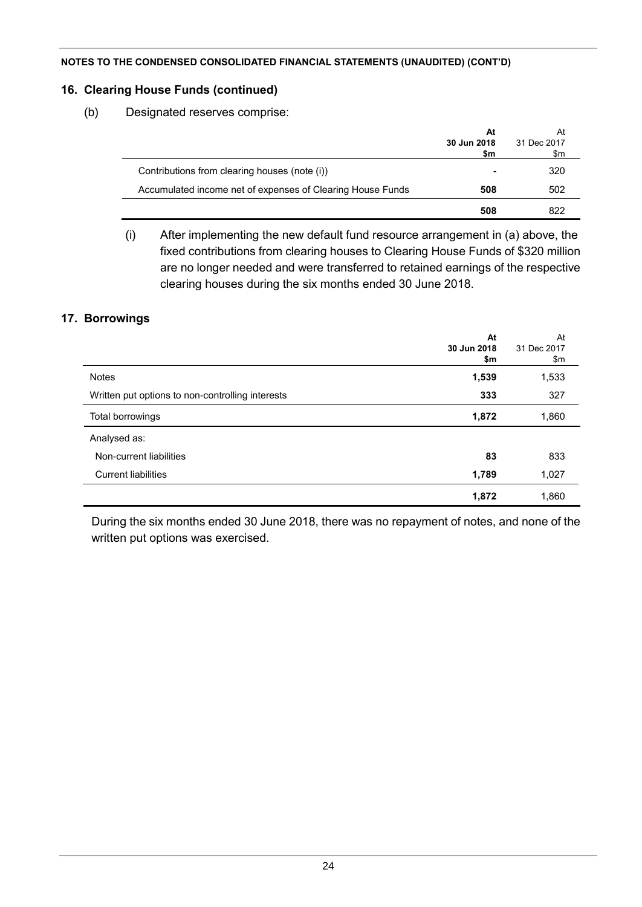**NOTES TO THE CONDENSED CONSOLIDATED FINANCIAL STATEMENTS (UNAUDITED) (CONT'D)**

## 16. Clearing House Funds (continued)

(b) Designated reserves comprise:

| | **At 30 Jun 2018 $m** | At 31 Dec 2017 $m |
|---|---|---|
| Contributions from clearing houses (note (i)) | **-** | 320 |
| Accumulated income net of expenses of Clearing House Funds | **508** | 502 |
| | **508** | 822 |

(i) After implementing the new default fund resource arrangement in (a) above, the fixed contributions from clearing houses to Clearing House Funds of $320 million are no longer needed and were transferred to retained earnings of the respective clearing houses during the six months ended 30 June 2018.

## 17. Borrowings

| | **At 30 Jun 2018 $m** | At 31 Dec 2017 $m |
|---|---|---|
| Notes | **1,539** | 1,533 |
| Written put options to non-controlling interests | **333** | 327 |
| Total borrowings | **1,872** | 1,860 |
| Analysed as: | | |
| Non-current liabilities | **83** | 833 |
| Current liabilities | **1,789** | 1,027 |
| | **1,872** | 1,860 |

During the six months ended 30 June 2018, there was no repayment of notes, and none of the written put options was exercised.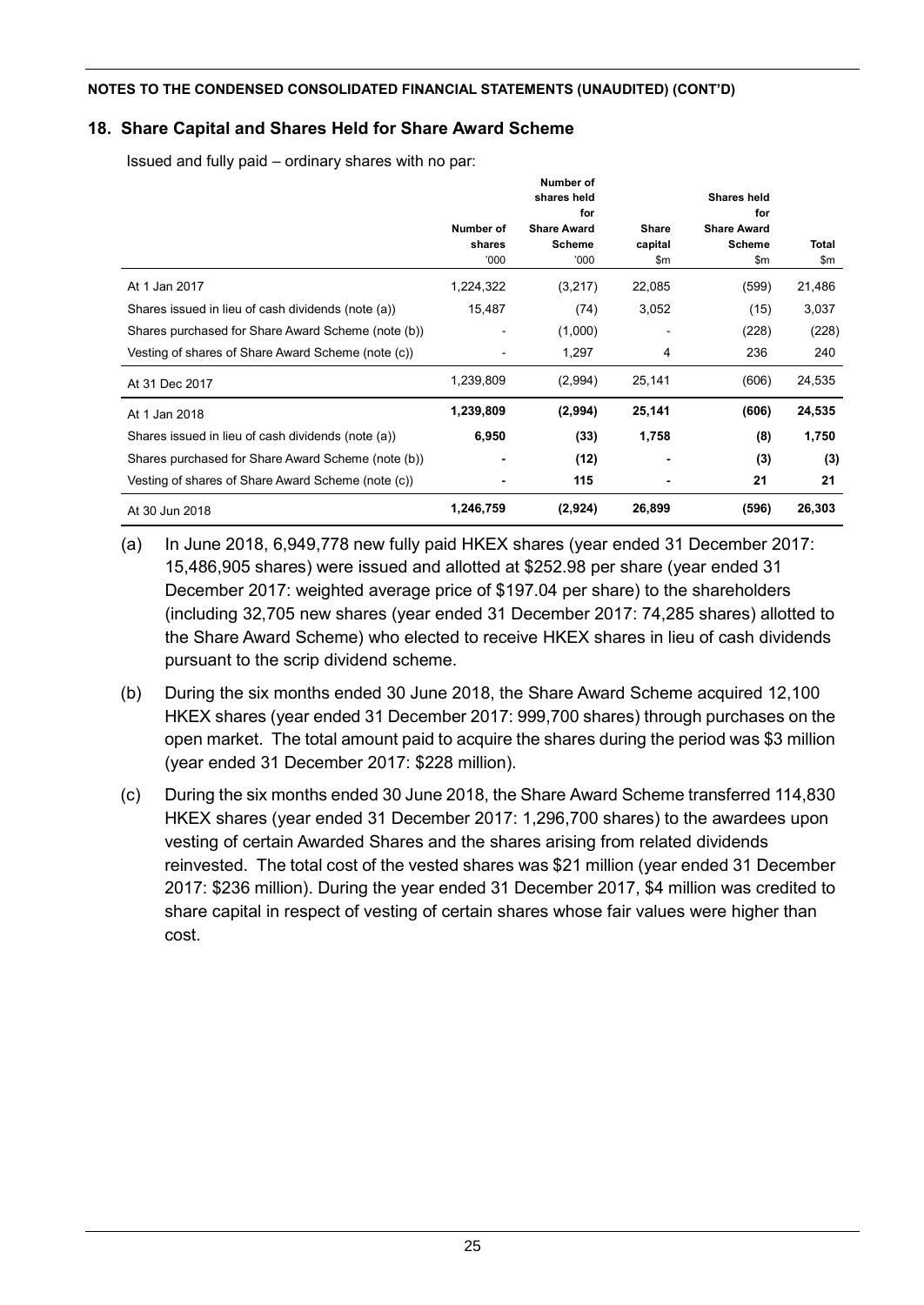NOTES TO THE CONDENSED CONSOLIDATED FINANCIAL STATEMENTS (UNAUDITED) (CONT'D)

## 18. Share Capital and Shares Held for Share Award Scheme

Issued and fully paid – ordinary shares with no par:

| | Number of shares '000 | Number of shares held for Share Award Scheme '000 | Share capital $m | Shares held for Share Award Scheme $m | Total $m |
|---|---|---|---|---|---|
| At 1 Jan 2017 | 1,224,322 | (3,217) | 22,085 | (599) | 21,486 |
| Shares issued in lieu of cash dividends (note (a)) | 15,487 | (74) | 3,052 | (15) | 3,037 |
| Shares purchased for Share Award Scheme (note (b)) | - | (1,000) | - | (228) | (228) |
| Vesting of shares of Share Award Scheme (note (c)) | - | 1,297 | 4 | 236 | 240 |
| At 31 Dec 2017 | 1,239,809 | (2,994) | 25,141 | (606) | 24,535 |
| At 1 Jan 2018 | **1,239,809** | **(2,994)** | **25,141** | **(606)** | **24,535** |
| Shares issued in lieu of cash dividends (note (a)) | **6,950** | **(33)** | **1,758** | **(8)** | **1,750** |
| Shares purchased for Share Award Scheme (note (b)) | **-** | **(12)** | **-** | **(3)** | **(3)** |
| Vesting of shares of Share Award Scheme (note (c)) | **-** | **115** | **-** | **21** | **21** |
| At 30 Jun 2018 | **1,246,759** | **(2,924)** | **26,899** | **(596)** | **26,303** |

(a) In June 2018, 6,949,778 new fully paid HKEX shares (year ended 31 December 2017: 15,486,905 shares) were issued and allotted at $252.98 per share (year ended 31 December 2017: weighted average price of $197.04 per share) to the shareholders (including 32,705 new shares (year ended 31 December 2017: 74,285 shares) allotted to the Share Award Scheme) who elected to receive HKEX shares in lieu of cash dividends pursuant to the scrip dividend scheme.

(b) During the six months ended 30 June 2018, the Share Award Scheme acquired 12,100 HKEX shares (year ended 31 December 2017: 999,700 shares) through purchases on the open market. The total amount paid to acquire the shares during the period was $3 million (year ended 31 December 2017: $228 million).

(c) During the six months ended 30 June 2018, the Share Award Scheme transferred 114,830 HKEX shares (year ended 31 December 2017: 1,296,700 shares) to the awardees upon vesting of certain Awarded Shares and the shares arising from related dividends reinvested. The total cost of the vested shares was $21 million (year ended 31 December 2017: $236 million). During the year ended 31 December 2017, $4 million was credited to share capital in respect of vesting of certain shares whose fair values were higher than cost.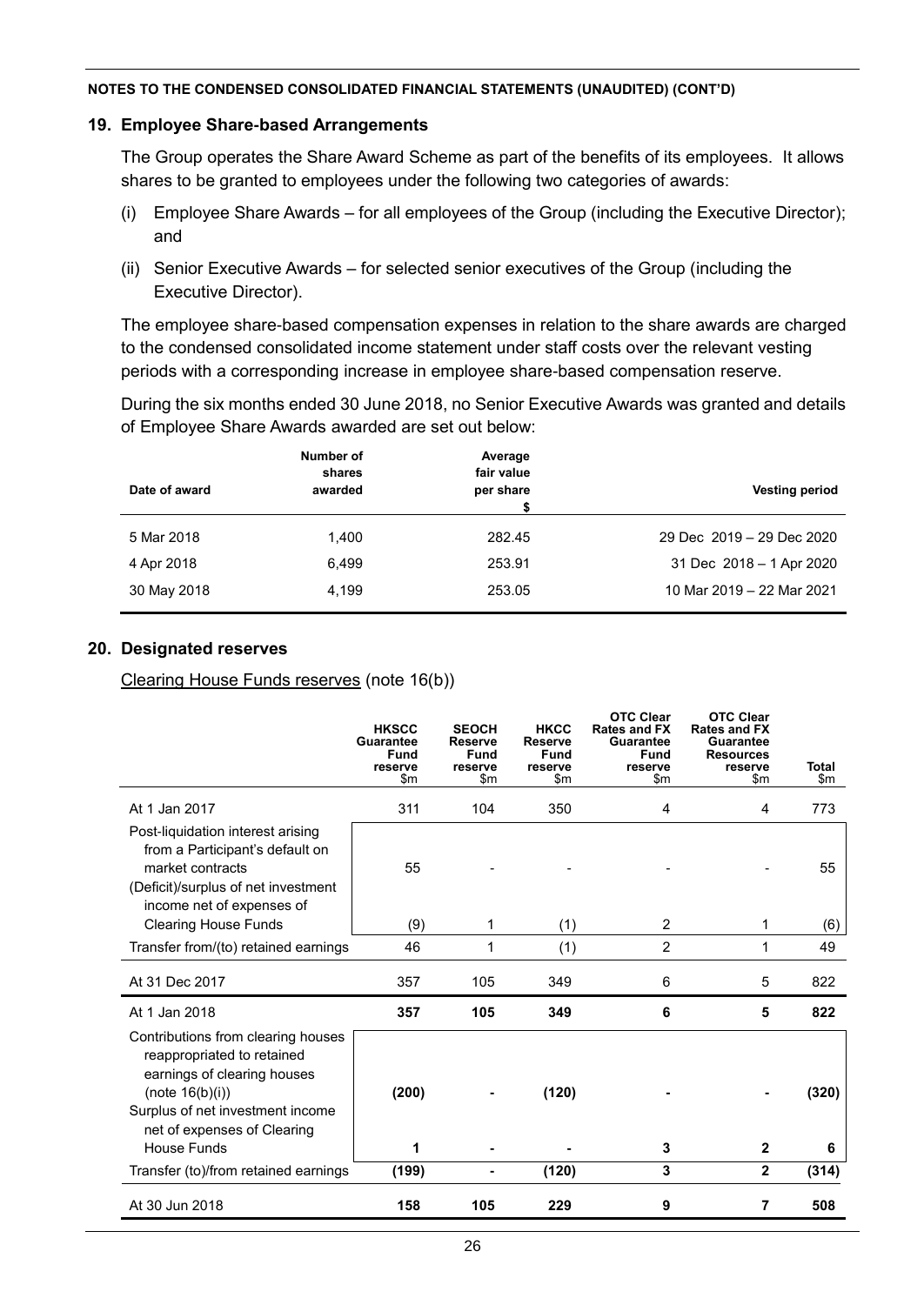NOTES TO THE CONDENSED CONSOLIDATED FINANCIAL STATEMENTS (UNAUDITED) (CONT'D)

## 19. Employee Share-based Arrangements

The Group operates the Share Award Scheme as part of the benefits of its employees. It allows shares to be granted to employees under the following two categories of awards:

(i) Employee Share Awards – for all employees of the Group (including the Executive Director); and

(ii) Senior Executive Awards – for selected senior executives of the Group (including the Executive Director).

The employee share-based compensation expenses in relation to the share awards are charged to the condensed consolidated income statement under staff costs over the relevant vesting periods with a corresponding increase in employee share-based compensation reserve.

During the six months ended 30 June 2018, no Senior Executive Awards was granted and details of Employee Share Awards awarded are set out below:

| Date of award | Number of shares awarded | Average fair value per share $ | Vesting period |
|---|---|---|---|
| 5 Mar 2018 | 1,400 | 282.45 | 29 Dec 2019 – 29 Dec 2020 |
| 4 Apr 2018 | 6,499 | 253.91 | 31 Dec 2018 – 1 Apr 2020 |
| 30 May 2018 | 4,199 | 253.05 | 10 Mar 2019 – 22 Mar 2021 |

## 20. Designated reserves

Clearing House Funds reserves (note 16(b))

| | HKSCC Guarantee Fund reserve $m | SEOCH Reserve Fund reserve $m | HKCC Reserve Fund reserve $m | OTC Clear Rates and FX Guarantee Fund reserve $m | OTC Clear Rates and FX Guarantee Resources reserve $m | Total $m |
|---|---|---|---|---|---|---|
| At 1 Jan 2017 | 311 | 104 | 350 | 4 | 4 | 773 |
| Post-liquidation interest arising from a Participant's default on market contracts | 55 | - | - | - | - | 55 |
| (Deficit)/surplus of net investment income net of expenses of Clearing House Funds | (9) | 1 | (1) | 2 | 1 | (6) |
| Transfer from/(to) retained earnings | 46 | 1 | (1) | 2 | 1 | 49 |
| At 31 Dec 2017 | 357 | 105 | 349 | 6 | 5 | 822 |
| **At 1 Jan 2018** | **357** | **105** | **349** | **6** | **5** | **822** |
| Contributions from clearing houses reappropriated to retained earnings of clearing houses (note 16(b)(i)) | **(200)** | **-** | **(120)** | **-** | **-** | **(320)** |
| Surplus of net investment income net of expenses of Clearing House Funds | **1** | **-** | **-** | **3** | **2** | **6** |
| Transfer (to)/from retained earnings | **(199)** | **-** | **(120)** | **3** | **2** | **(314)** |
| At 30 Jun 2018 | **158** | **105** | **229** | **9** | **7** | **508** |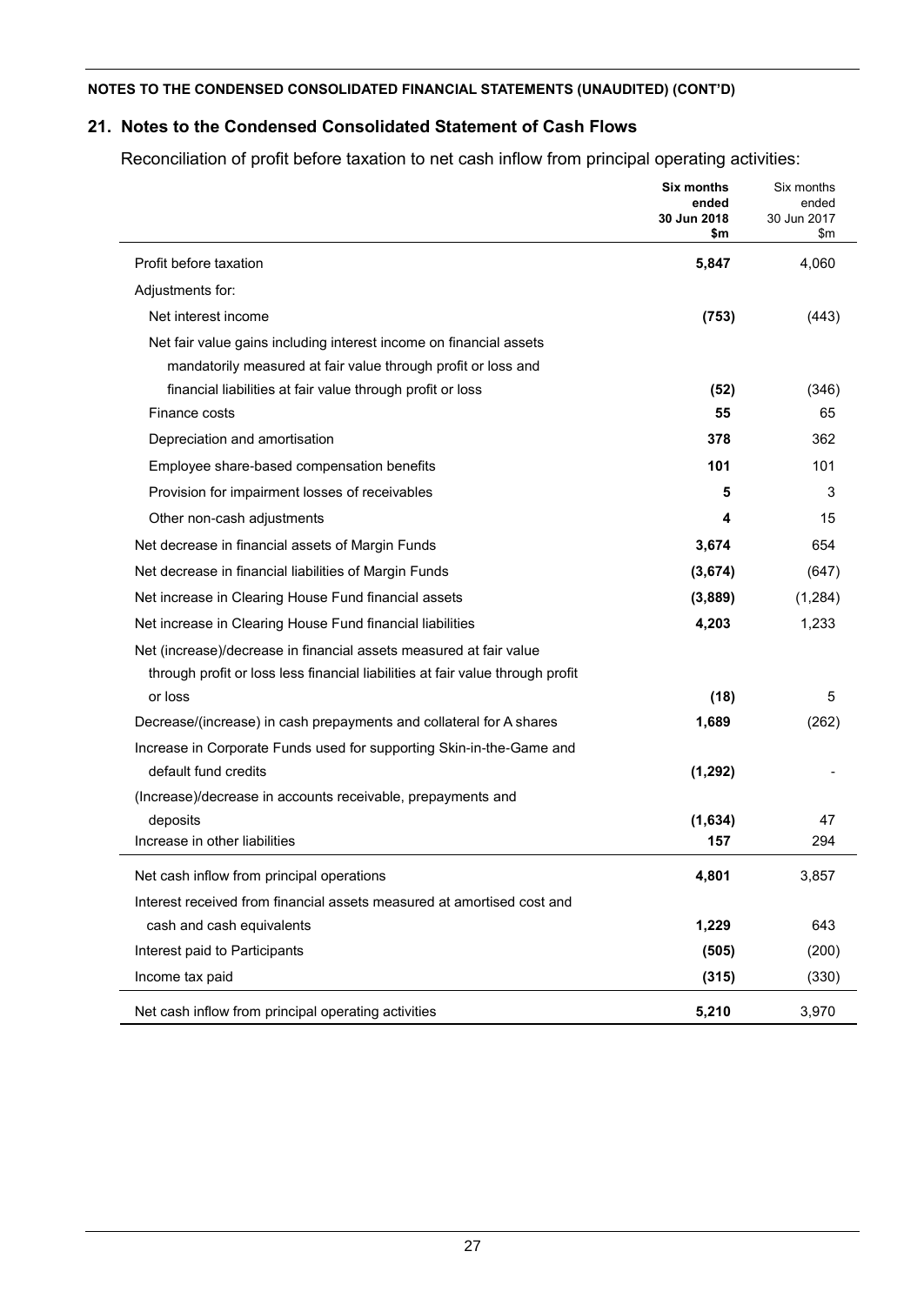**NOTES TO THE CONDENSED CONSOLIDATED FINANCIAL STATEMENTS (UNAUDITED) (CONT'D)**

## 21. Notes to the Condensed Consolidated Statement of Cash Flows

Reconciliation of profit before taxation to net cash inflow from principal operating activities:

| | **Six months ended 30 Jun 2018 $m** | Six months ended 30 Jun 2017 $m |
|---|---|---|
| Profit before taxation | **5,847** | 4,060 |
| Adjustments for: | | |
| Net interest income | **(753)** | (443) |
| Net fair value gains including interest income on financial assets mandatorily measured at fair value through profit or loss and financial liabilities at fair value through profit or loss | **(52)** | (346) |
| Finance costs | **55** | 65 |
| Depreciation and amortisation | **378** | 362 |
| Employee share-based compensation benefits | **101** | 101 |
| Provision for impairment losses of receivables | **5** | 3 |
| Other non-cash adjustments | **4** | 15 |
| Net decrease in financial assets of Margin Funds | **3,674** | 654 |
| Net decrease in financial liabilities of Margin Funds | **(3,674)** | (647) |
| Net increase in Clearing House Fund financial assets | **(3,889)** | (1,284) |
| Net increase in Clearing House Fund financial liabilities | **4,203** | 1,233 |
| Net (increase)/decrease in financial assets measured at fair value through profit or loss less financial liabilities at fair value through profit or loss | **(18)** | 5 |
| Decrease/(increase) in cash prepayments and collateral for A shares | **1,689** | (262) |
| Increase in Corporate Funds used for supporting Skin-in-the-Game and default fund credits | **(1,292)** | - |
| (Increase)/decrease in accounts receivable, prepayments and deposits | **(1,634)** | 47 |
| Increase in other liabilities | **157** | 294 |
| Net cash inflow from principal operations | **4,801** | 3,857 |
| Interest received from financial assets measured at amortised cost and cash and cash equivalents | **1,229** | 643 |
| Interest paid to Participants | **(505)** | (200) |
| Income tax paid | **(315)** | (330) |
| Net cash inflow from principal operating activities | **5,210** | 3,970 |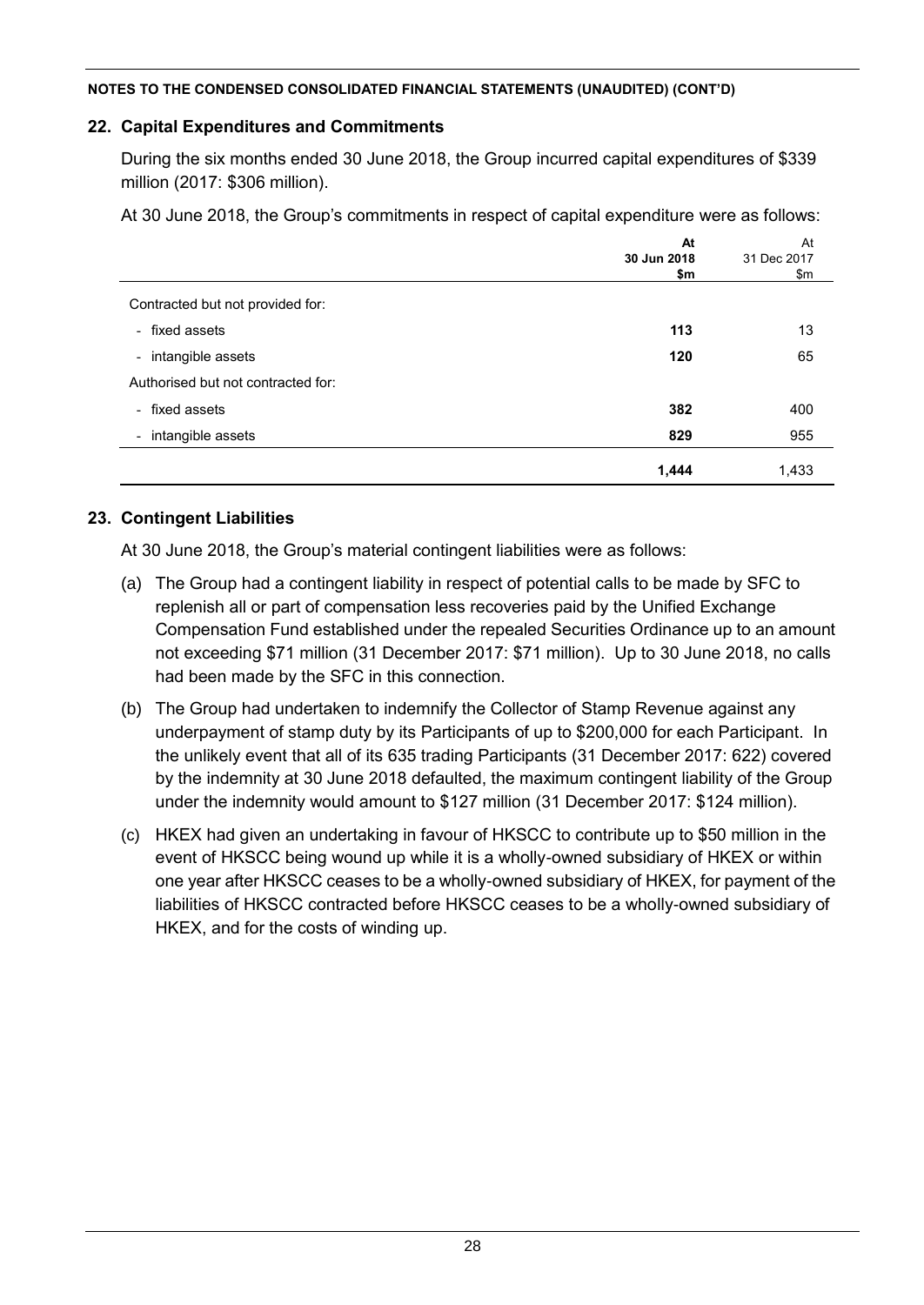**NOTES TO THE CONDENSED CONSOLIDATED FINANCIAL STATEMENTS (UNAUDITED) (CONT'D)**

## 22. Capital Expenditures and Commitments

During the six months ended 30 June 2018, the Group incurred capital expenditures of $339 million (2017: $306 million).

At 30 June 2018, the Group's commitments in respect of capital expenditure were as follows:

| | **At 30 Jun 2018 $m** | At 31 Dec 2017 $m |
|---|---|---|
| Contracted but not provided for: | | |
| - fixed assets | **113** | 13 |
| - intangible assets | **120** | 65 |
| Authorised but not contracted for: | | |
| - fixed assets | **382** | 400 |
| - intangible assets | **829** | 955 |
| | **1,444** | 1,433 |

## 23. Contingent Liabilities

At 30 June 2018, the Group's material contingent liabilities were as follows:

(a) The Group had a contingent liability in respect of potential calls to be made by SFC to replenish all or part of compensation less recoveries paid by the Unified Exchange Compensation Fund established under the repealed Securities Ordinance up to an amount not exceeding $71 million (31 December 2017: $71 million). Up to 30 June 2018, no calls had been made by the SFC in this connection.

(b) The Group had undertaken to indemnify the Collector of Stamp Revenue against any underpayment of stamp duty by its Participants of up to $200,000 for each Participant. In the unlikely event that all of its 635 trading Participants (31 December 2017: 622) covered by the indemnity at 30 June 2018 defaulted, the maximum contingent liability of the Group under the indemnity would amount to $127 million (31 December 2017: $124 million).

(c) HKEX had given an undertaking in favour of HKSCC to contribute up to $50 million in the event of HKSCC being wound up while it is a wholly-owned subsidiary of HKEX or within one year after HKSCC ceases to be a wholly-owned subsidiary of HKEX, for payment of the liabilities of HKSCC contracted before HKSCC ceases to be a wholly-owned subsidiary of HKEX, and for the costs of winding up.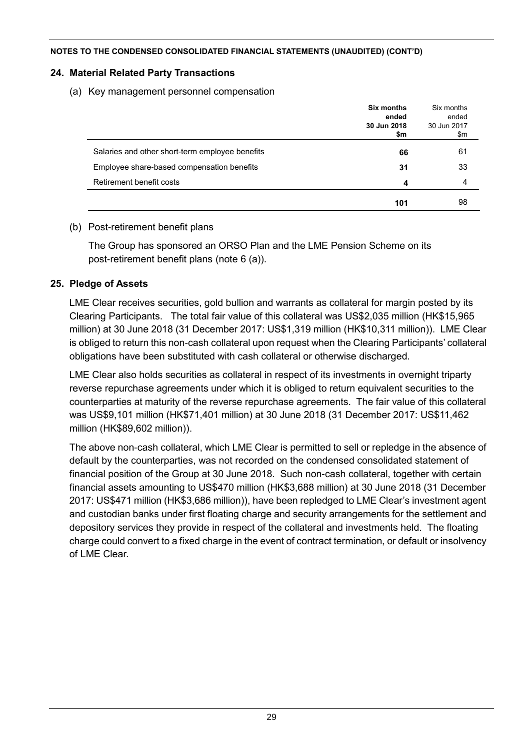**NOTES TO THE CONDENSED CONSOLIDATED FINANCIAL STATEMENTS (UNAUDITED) (CONT'D)**

## 24. Material Related Party Transactions

(a) Key management personnel compensation

| | **Six months ended 30 Jun 2018 $m** | Six months ended 30 Jun 2017 $m |
|---|---|---|
| Salaries and other short-term employee benefits | **66** | 61 |
| Employee share-based compensation benefits | **31** | 33 |
| Retirement benefit costs | **4** | 4 |
| | **101** | 98 |

(b) Post-retirement benefit plans

The Group has sponsored an ORSO Plan and the LME Pension Scheme on its post-retirement benefit plans (note 6 (a)).

## 25. Pledge of Assets

LME Clear receives securities, gold bullion and warrants as collateral for margin posted by its Clearing Participants. The total fair value of this collateral was US$2,035 million (HK$15,965 million) at 30 June 2018 (31 December 2017: US$1,319 million (HK$10,311 million)). LME Clear is obliged to return this non-cash collateral upon request when the Clearing Participants' collateral obligations have been substituted with cash collateral or otherwise discharged.

LME Clear also holds securities as collateral in respect of its investments in overnight triparty reverse repurchase agreements under which it is obliged to return equivalent securities to the counterparties at maturity of the reverse repurchase agreements. The fair value of this collateral was US$9,101 million (HK$71,401 million) at 30 June 2018 (31 December 2017: US$11,462 million (HK$89,602 million)).

The above non-cash collateral, which LME Clear is permitted to sell or repledge in the absence of default by the counterparties, was not recorded on the condensed consolidated statement of financial position of the Group at 30 June 2018. Such non-cash collateral, together with certain financial assets amounting to US$470 million (HK$3,688 million) at 30 June 2018 (31 December 2017: US$471 million (HK$3,686 million)), have been repledged to LME Clear's investment agent and custodian banks under first floating charge and security arrangements for the settlement and depository services they provide in respect of the collateral and investments held. The floating charge could convert to a fixed charge in the event of contract termination, or default or insolvency of LME Clear.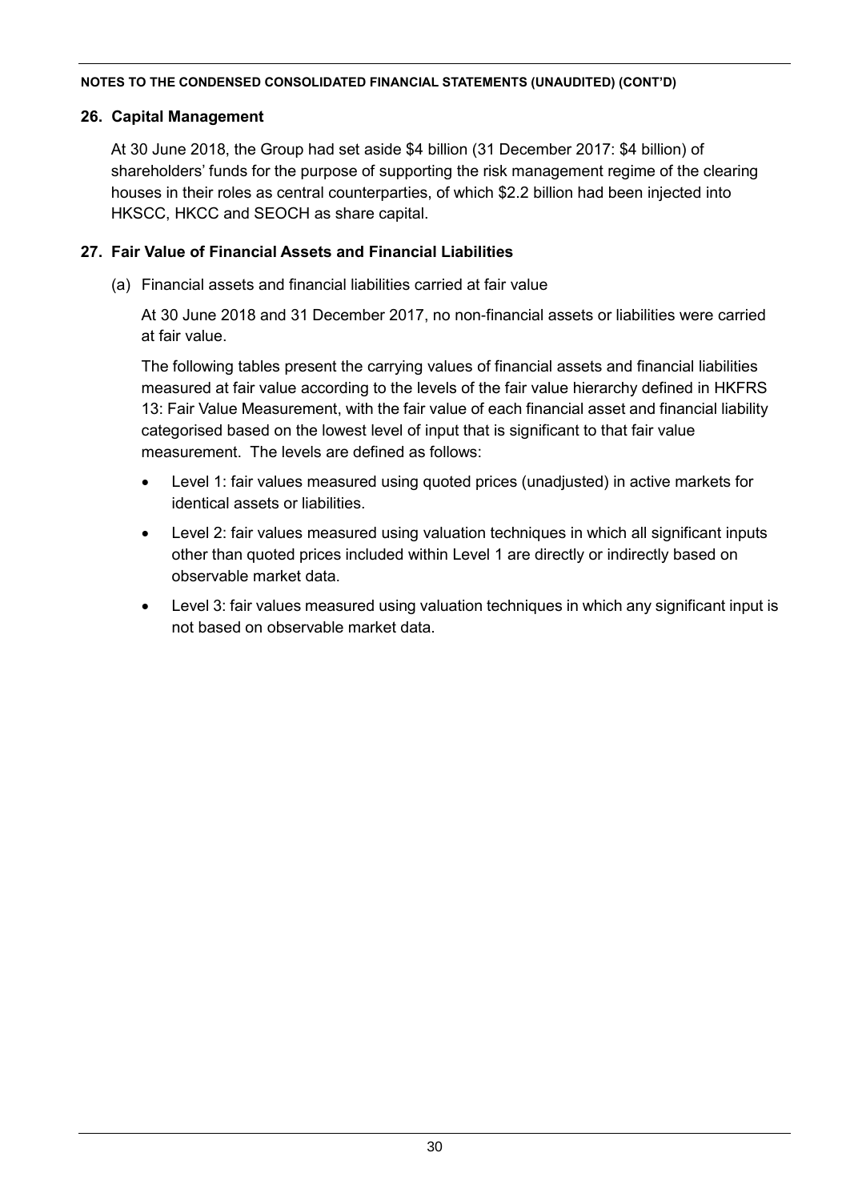## 26. Capital Management

At 30 June 2018, the Group had set aside $4 billion (31 December 2017: $4 billion) of shareholders' funds for the purpose of supporting the risk management regime of the clearing houses in their roles as central counterparties, of which $2.2 billion had been injected into HKSCC, HKCC and SEOCH as share capital.

## 27. Fair Value of Financial Assets and Financial Liabilities

(a) Financial assets and financial liabilities carried at fair value

At 30 June 2018 and 31 December 2017, no non-financial assets or liabilities were carried at fair value.

The following tables present the carrying values of financial assets and financial liabilities measured at fair value according to the levels of the fair value hierarchy defined in HKFRS 13: Fair Value Measurement, with the fair value of each financial asset and financial liability categorised based on the lowest level of input that is significant to that fair value measurement. The levels are defined as follows:

- Level 1: fair values measured using quoted prices (unadjusted) in active markets for identical assets or liabilities.
- Level 2: fair values measured using valuation techniques in which all significant inputs other than quoted prices included within Level 1 are directly or indirectly based on observable market data.
- Level 3: fair values measured using valuation techniques in which any significant input is not based on observable market data.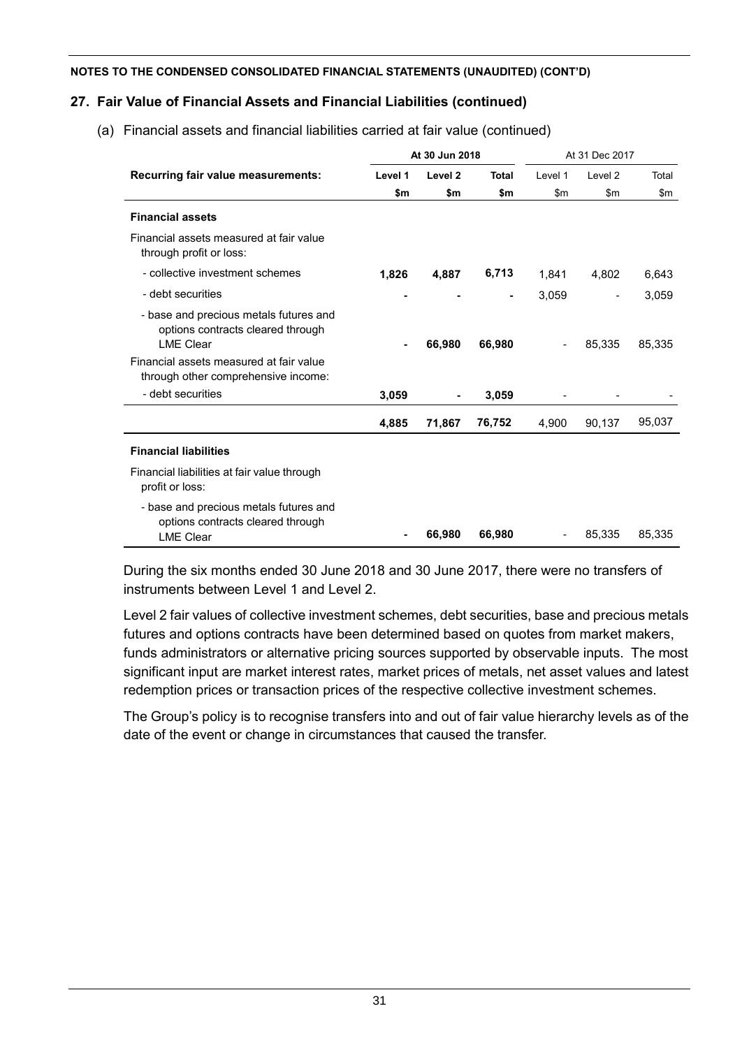**NOTES TO THE CONDENSED CONSOLIDATED FINANCIAL STATEMENTS (UNAUDITED) (CONT'D)**

## 27. Fair Value of Financial Assets and Financial Liabilities (continued)

(a) Financial assets and financial liabilities carried at fair value (continued)

| | At 30 Jun 2018 | | | At 31 Dec 2017 | | |
|---|---|---|---|---|---|---|
| **Recurring fair value measurements:** | **Level 1** | **Level 2** | **Total** | Level 1 | Level 2 | Total |
| | **$m** | **$m** | **$m** | $m | $m | $m |
| **Financial assets** | | | | | | |
| Financial assets measured at fair value through profit or loss: | | | | | | |
| - collective investment schemes | **1,826** | **4,887** | **6,713** | 1,841 | 4,802 | 6,643 |
| - debt securities | **-** | **-** | **-** | 3,059 | - | 3,059 |
| - base and precious metals futures and options contracts cleared through LME Clear | **-** | **66,980** | **66,980** | - | 85,335 | 85,335 |
| Financial assets measured at fair value through other comprehensive income: | | | | | | |
| - debt securities | **3,059** | **-** | **3,059** | - | - | - |
| | **4,885** | **71,867** | **76,752** | 4,900 | 90,137 | 95,037 |
| **Financial liabilities** | | | | | | |
| Financial liabilities at fair value through profit or loss: | | | | | | |
| - base and precious metals futures and options contracts cleared through LME Clear | **-** | **66,980** | **66,980** | - | 85,335 | 85,335 |

During the six months ended 30 June 2018 and 30 June 2017, there were no transfers of instruments between Level 1 and Level 2.

Level 2 fair values of collective investment schemes, debt securities, base and precious metals futures and options contracts have been determined based on quotes from market makers, funds administrators or alternative pricing sources supported by observable inputs. The most significant input are market interest rates, market prices of metals, net asset values and latest redemption prices or transaction prices of the respective collective investment schemes.

The Group's policy is to recognise transfers into and out of fair value hierarchy levels as of the date of the event or change in circumstances that caused the transfer.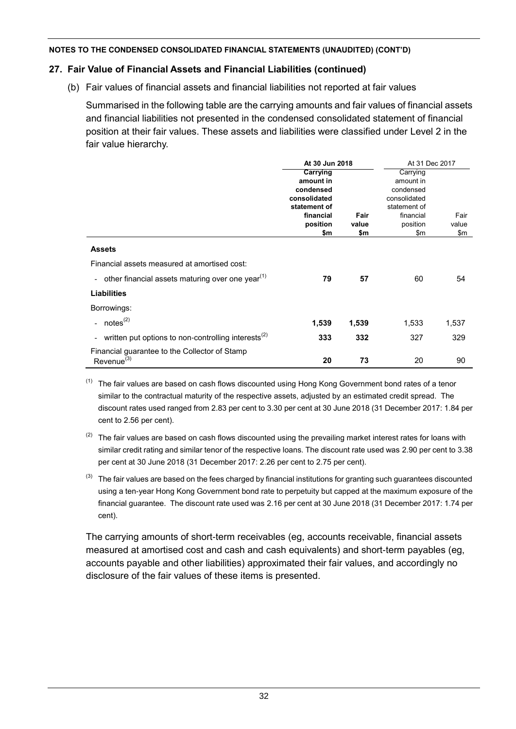**NOTES TO THE CONDENSED CONSOLIDATED FINANCIAL STATEMENTS (UNAUDITED) (CONT'D)**

## 27. Fair Value of Financial Assets and Financial Liabilities (continued)

(b) Fair values of financial assets and financial liabilities not reported at fair values

Summarised in the following table are the carrying amounts and fair values of financial assets and financial liabilities not presented in the condensed consolidated statement of financial position at their fair values. These assets and liabilities were classified under Level 2 in the fair value hierarchy.

| | **At 30 Jun 2018** | | At 31 Dec 2017 | |
|---|---|---|---|---|
| | **Carrying amount in condensed consolidated statement of financial position $m** | **Fair value $m** | Carrying amount in condensed consolidated statement of financial position $m | Fair value $m |
| **Assets** | | | | |
| Financial assets measured at amortised cost: | | | | |
| - other financial assets maturing over one year[(1)] | **79** | **57** | 60 | 54 |
| **Liabilities** | | | | |
| Borrowings: | | | | |
| - notes[(2)] | **1,539** | **1,539** | 1,533 | 1,537 |
| - written put options to non-controlling interests[(2)] | **333** | **332** | 327 | 329 |
| Financial guarantee to the Collector of Stamp Revenue[(3)] | **20** | **73** | 20 | 90 |

[(1)] The fair values are based on cash flows discounted using Hong Kong Government bond rates of a tenor similar to the contractual maturity of the respective assets, adjusted by an estimated credit spread. The discount rates used ranged from 2.83 per cent to 3.30 per cent at 30 June 2018 (31 December 2017: 1.84 per cent to 2.56 per cent).

[(2)] The fair values are based on cash flows discounted using the prevailing market interest rates for loans with similar credit rating and similar tenor of the respective loans. The discount rate used was 2.90 per cent to 3.38 per cent at 30 June 2018 (31 December 2017: 2.26 per cent to 2.75 per cent).

[(3)] The fair values are based on the fees charged by financial institutions for granting such guarantees discounted using a ten-year Hong Kong Government bond rate to perpetuity but capped at the maximum exposure of the financial guarantee. The discount rate used was 2.16 per cent at 30 June 2018 (31 December 2017: 1.74 per cent).

The carrying amounts of short-term receivables (eg, accounts receivable, financial assets measured at amortised cost and cash and cash equivalents) and short-term payables (eg, accounts payable and other liabilities) approximated their fair values, and accordingly no disclosure of the fair values of these items is presented.